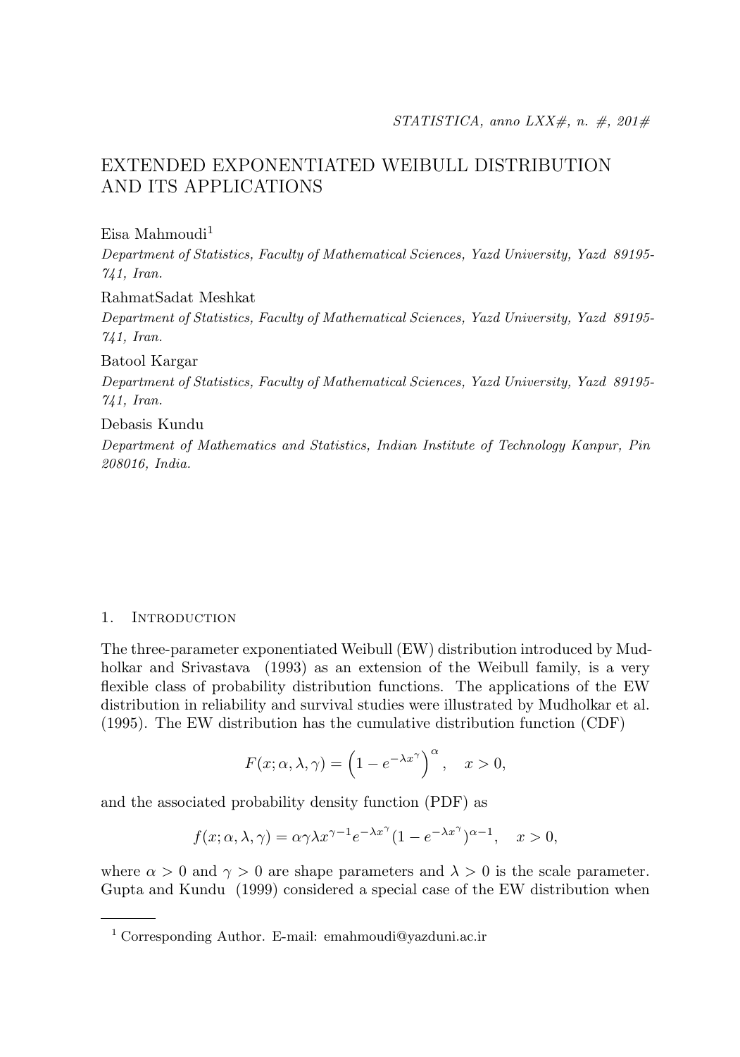# EXTENDED EXPONENTIATED WEIBULL DISTRIBUTION AND ITS APPLICATIONS

Eisa Mahmoudi[1]

*Department of Statistics, Faculty of Mathematical Sciences, Yazd University, Yazd 89195-741, Iran.*

RahmatSadat Meshkat

*Department of Statistics, Faculty of Mathematical Sciences, Yazd University, Yazd 89195-741, Iran.*

Batool Kargar

*Department of Statistics, Faculty of Mathematical Sciences, Yazd University, Yazd 89195-741, Iran.*

Debasis Kundu

*Department of Mathematics and Statistics, Indian Institute of Technology Kanpur, Pin 208016, India.*

## 1. Introduction

The three-parameter exponentiated Weibull (EW) distribution introduced by Mudholkar and Srivastava (1993) as an extension of the Weibull family, is a very flexible class of probability distribution functions. The applications of the EW distribution in reliability and survival studies were illustrated by Mudholkar et al. (1995). The EW distribution has the cumulative distribution function (CDF)

$$F(x;\alpha,\lambda,\gamma) = \left(1 - e^{-\lambda x^{\gamma}}\right)^{\alpha}, \quad x > 0,$$

and the associated probability density function (PDF) as

$$f(x;\alpha,\lambda,\gamma) = \alpha\gamma\lambda x^{\gamma-1} e^{-\lambda x^{\gamma}} (1 - e^{-\lambda x^{\gamma}})^{\alpha-1}, \quad x > 0,$$

where $\alpha > 0$ and $\gamma > 0$ are shape parameters and $\lambda > 0$ is the scale parameter. Gupta and Kundu (1999) considered a special case of the EW distribution when

[1] Corresponding Author. E-mail: emahmoudi@yazduni.ac.ir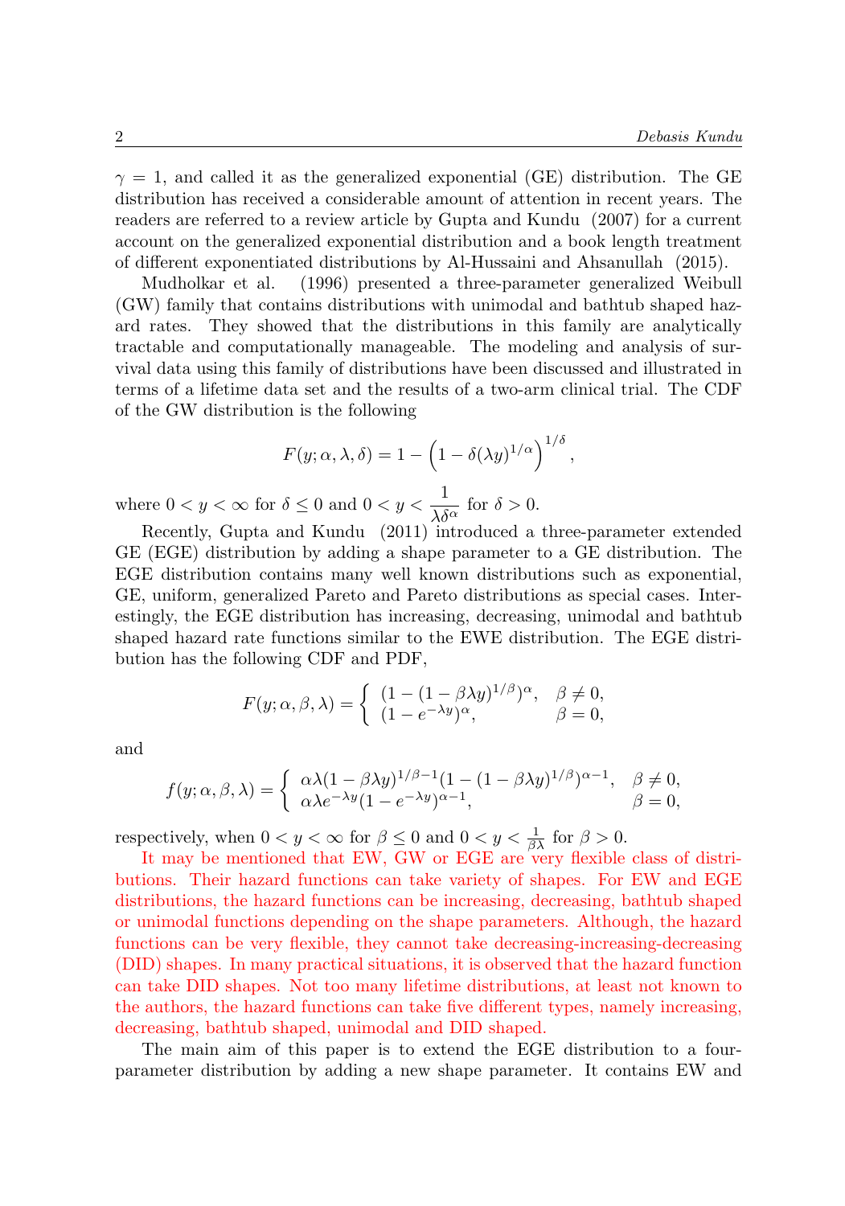$\gamma = 1$, and called it as the generalized exponential (GE) distribution. The GE distribution has received a considerable amount of attention in recent years. The readers are referred to a review article by Gupta and Kundu (2007) for a current account on the generalized exponential distribution and a book length treatment of different exponentiated distributions by Al-Hussaini and Ahsanullah (2015).

Mudholkar et al. (1996) presented a three-parameter generalized Weibull (GW) family that contains distributions with unimodal and bathtub shaped hazard rates. They showed that the distributions in this family are analytically tractable and computationally manageable. The modeling and analysis of survival data using this family of distributions have been discussed and illustrated in terms of a lifetime data set and the results of a two-arm clinical trial. The CDF of the GW distribution is the following

$$F(y;\alpha,\lambda,\delta) = 1 - \left(1 - \delta(\lambda y)^{1/\alpha}\right)^{1/\delta},$$

where $0 < y < \infty$ for $\delta \le 0$ and $0 < y < \dfrac{1}{\lambda\delta^{\alpha}}$ for $\delta > 0$.

Recently, Gupta and Kundu (2011) introduced a three-parameter extended GE (EGE) distribution by adding a shape parameter to a GE distribution. The EGE distribution contains many well known distributions such as exponential, GE, uniform, generalized Pareto and Pareto distributions as special cases. Interestingly, the EGE distribution has increasing, decreasing, unimodal and bathtub shaped hazard rate functions similar to the EWE distribution. The EGE distribution has the following CDF and PDF,

$$F(y;\alpha,\beta,\lambda) = \begin{cases} (1-(1-\beta\lambda y)^{1/\beta})^{\alpha}, & \beta \neq 0, \\ (1-e^{-\lambda y})^{\alpha}, & \beta = 0, \end{cases}$$

and

$$f(y;\alpha,\beta,\lambda) = \begin{cases} \alpha\lambda(1-\beta\lambda y)^{1/\beta-1}(1-(1-\beta\lambda y)^{1/\beta})^{\alpha-1}, & \beta \neq 0, \\ \alpha\lambda e^{-\lambda y}(1-e^{-\lambda y})^{\alpha-1}, & \beta = 0, \end{cases}$$

respectively, when $0 < y < \infty$ for $\beta \le 0$ and $0 < y < \frac{1}{\beta\lambda}$ for $\beta > 0$.

It may be mentioned that EW, GW or EGE are very flexible class of distributions. Their hazard functions can take variety of shapes. For EW and EGE distributions, the hazard functions can be increasing, decreasing, bathtub shaped or unimodal functions depending on the shape parameters. Although, the hazard functions can be very flexible, they cannot take decreasing-increasing-decreasing (DID) shapes. In many practical situations, it is observed that the hazard function can take DID shapes. Not too many lifetime distributions, at least not known to the authors, the hazard functions can take five different types, namely increasing, decreasing, bathtub shaped, unimodal and DID shaped.

The main aim of this paper is to extend the EGE distribution to a four-parameter distribution by adding a new shape parameter. It contains EW and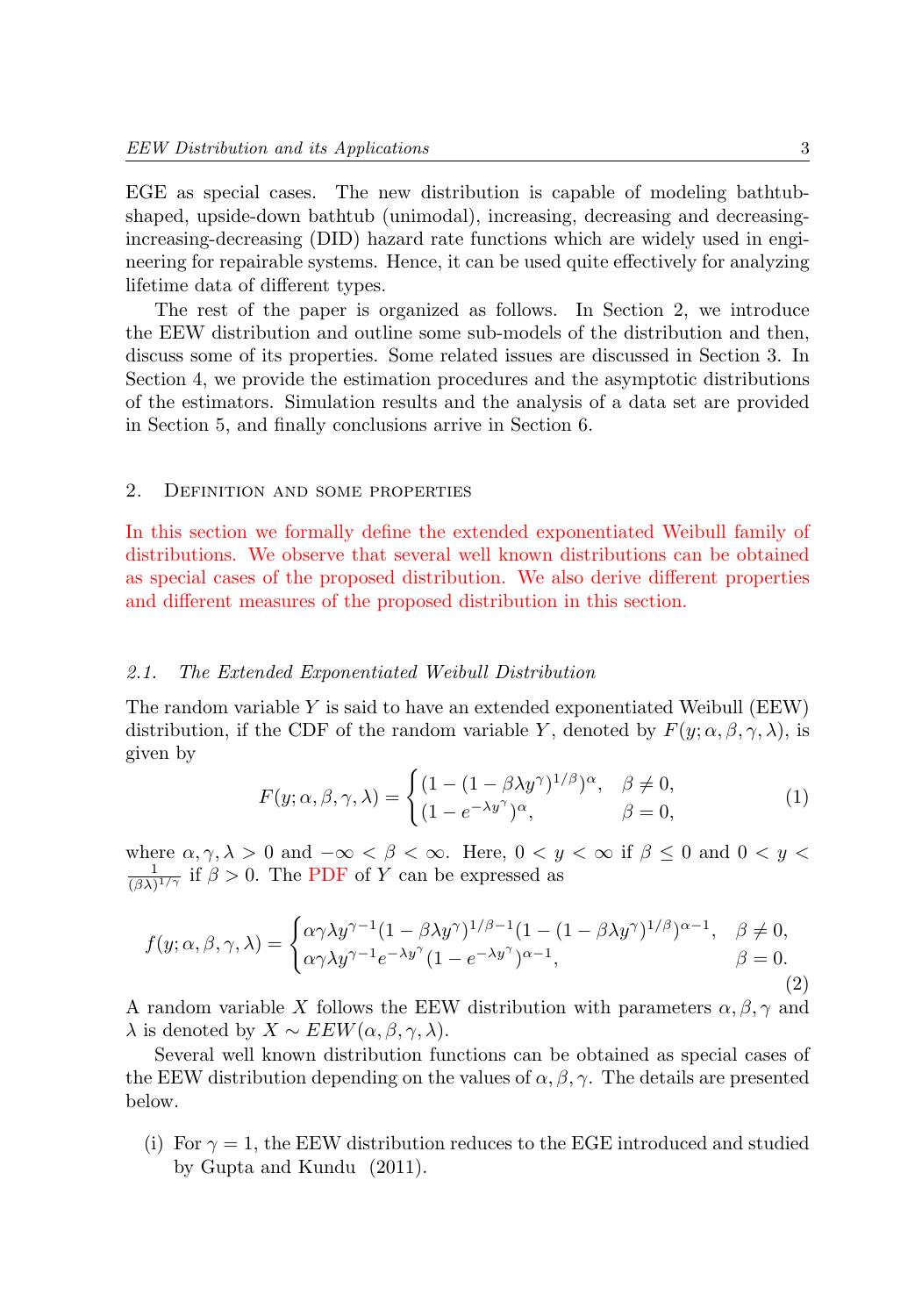EGE as special cases. The new distribution is capable of modeling bathtub-shaped, upside-down bathtub (unimodal), increasing, decreasing and decreasing-increasing-decreasing (DID) hazard rate functions which are widely used in engineering for repairable systems. Hence, it can be used quite effectively for analyzing lifetime data of different types.

The rest of the paper is organized as follows. In Section 2, we introduce the EEW distribution and outline some sub-models of the distribution and then, discuss some of its properties. Some related issues are discussed in Section 3. In Section 4, we provide the estimation procedures and the asymptotic distributions of the estimators. Simulation results and the analysis of a data set are provided in Section 5, and finally conclusions arrive in Section 6.

## 2. Definition and some properties

In this section we formally define the extended exponentiated Weibull family of distributions. We observe that several well known distributions can be obtained as special cases of the proposed distribution. We also derive different properties and different measures of the proposed distribution in this section.

### 2.1. The Extended Exponentiated Weibull Distribution

The random variable $Y$ is said to have an extended exponentiated Weibull (EEW) distribution, if the CDF of the random variable $Y$, denoted by $F(y;\alpha,\beta,\gamma,\lambda)$, is given by

$$F(y;\alpha,\beta,\gamma,\lambda) = \begin{cases} (1-(1-\beta\lambda y^{\gamma})^{1/\beta})^{\alpha}, & \beta \neq 0, \\ (1-e^{-\lambda y^{\gamma}})^{\alpha}, & \beta = 0, \end{cases} \tag{1}$$

where $\alpha,\gamma,\lambda > 0$ and $-\infty < \beta < \infty$. Here, $0 < y < \infty$ if $\beta \leq 0$ and $0 < y < \frac{1}{(\beta\lambda)^{1/\gamma}}$ if $\beta > 0$. The PDF of $Y$ can be expressed as

$$f(y;\alpha,\beta,\gamma,\lambda) = \begin{cases} \alpha\gamma\lambda y^{\gamma-1}(1-\beta\lambda y^{\gamma})^{1/\beta-1}(1-(1-\beta\lambda y^{\gamma})^{1/\beta})^{\alpha-1}, & \beta \neq 0, \\ \alpha\gamma\lambda y^{\gamma-1}e^{-\lambda y^{\gamma}}(1-e^{-\lambda y^{\gamma}})^{\alpha-1}, & \beta = 0. \end{cases} \tag{2}$$

A random variable $X$ follows the EEW distribution with parameters $\alpha,\beta,\gamma$ and $\lambda$ is denoted by $X \sim EEW(\alpha,\beta,\gamma,\lambda)$.

Several well known distribution functions can be obtained as special cases of the EEW distribution depending on the values of $\alpha,\beta,\gamma$. The details are presented below.

(i) For $\gamma = 1$, the EEW distribution reduces to the EGE introduced and studied by Gupta and Kundu (2011).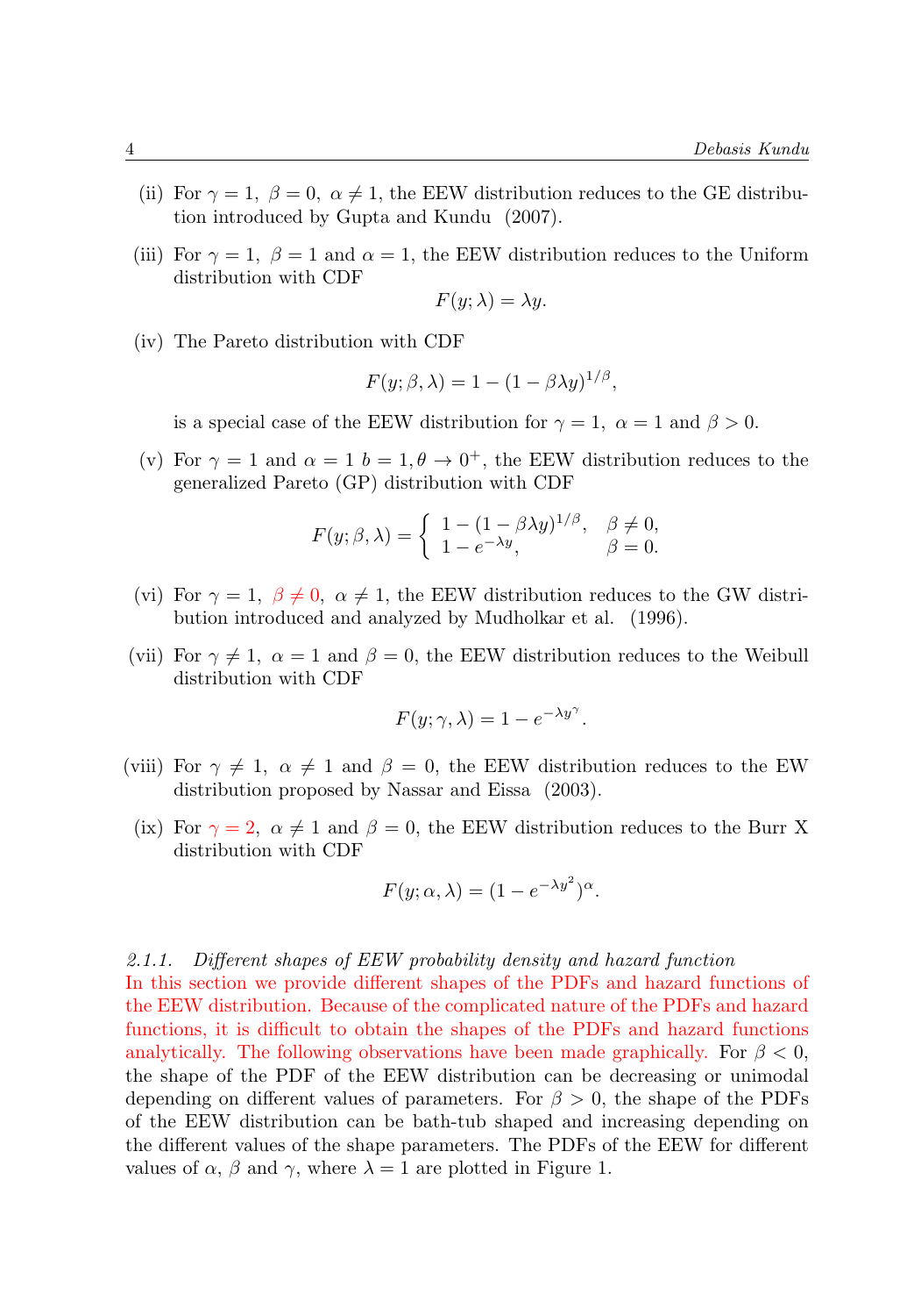(ii) For $\gamma = 1,\ \beta = 0,\ \alpha \neq 1$, the EEW distribution reduces to the GE distribution introduced by Gupta and Kundu (2007).

(iii) For $\gamma = 1,\ \beta = 1$ and $\alpha = 1$, the EEW distribution reduces to the Uniform distribution with CDF

$$F(y; \lambda) = \lambda y.$$

(iv) The Pareto distribution with CDF

$$F(y; \beta, \lambda) = 1 - (1 - \beta\lambda y)^{1/\beta},$$

is a special case of the EEW distribution for $\gamma = 1,\ \alpha = 1$ and $\beta > 0$.

(v) For $\gamma = 1$ and $\alpha = 1$ $b = 1, \theta \to 0^+$, the EEW distribution reduces to the generalized Pareto (GP) distribution with CDF

$$F(y; \beta, \lambda) = \begin{cases} 1 - (1 - \beta\lambda y)^{1/\beta}, & \beta \neq 0, \\ 1 - e^{-\lambda y}, & \beta = 0. \end{cases}$$

(vi) For $\gamma = 1,\ \beta \neq 0,\ \alpha \neq 1$, the EEW distribution reduces to the GW distribution introduced and analyzed by Mudholkar et al. (1996).

(vii) For $\gamma \neq 1,\ \alpha = 1$ and $\beta = 0$, the EEW distribution reduces to the Weibull distribution with CDF

$$F(y; \gamma, \lambda) = 1 - e^{-\lambda y^{\gamma}}.$$

(viii) For $\gamma \neq 1,\ \alpha \neq 1$ and $\beta = 0$, the EEW distribution reduces to the EW distribution proposed by Nassar and Eissa (2003).

(ix) For $\gamma = 2,\ \alpha \neq 1$ and $\beta = 0$, the EEW distribution reduces to the Burr X distribution with CDF

$$F(y; \alpha, \lambda) = (1 - e^{-\lambda y^2})^{\alpha}.$$

#### *2.1.1. Different shapes of EEW probability density and hazard function*

In this section we provide different shapes of the PDFs and hazard functions of the EEW distribution. Because of the complicated nature of the PDFs and hazard functions, it is difficult to obtain the shapes of the PDFs and hazard functions analytically. The following observations have been made graphically. For $\beta < 0$, the shape of the PDF of the EEW distribution can be decreasing or unimodal depending on different values of parameters. For $\beta > 0$, the shape of the PDFs of the EEW distribution can be bath-tub shaped and increasing depending on the different values of the shape parameters. The PDFs of the EEW for different values of $\alpha$, $\beta$ and $\gamma$, where $\lambda = 1$ are plotted in Figure 1.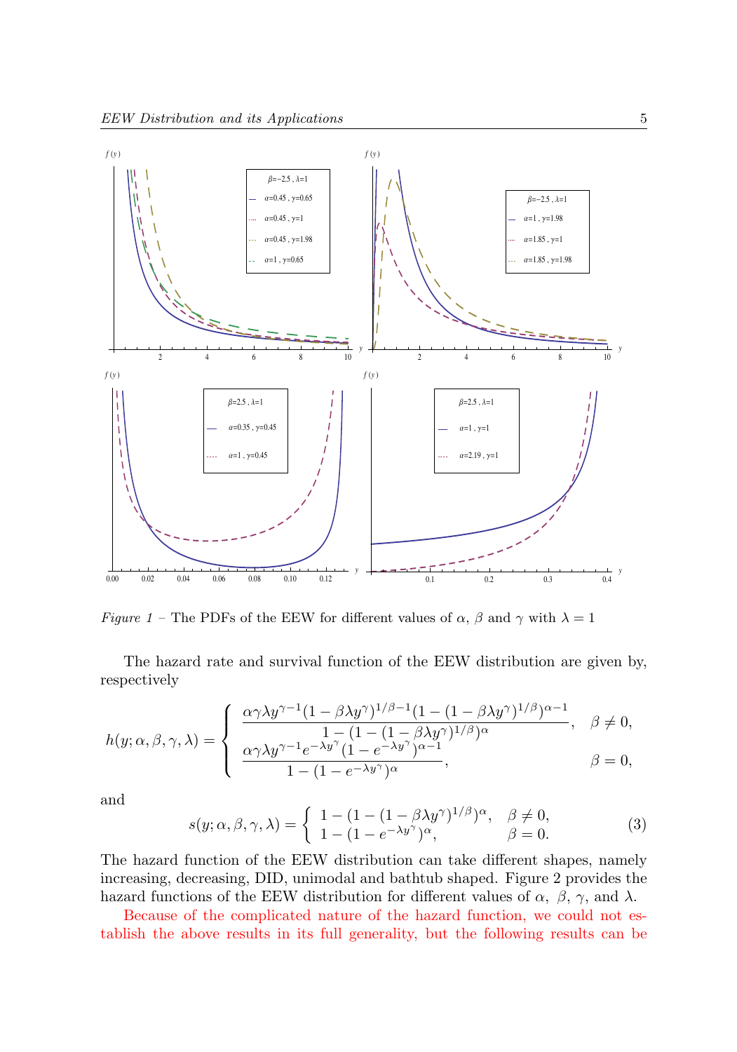*Figure 1* – The PDFs of the EEW for different values of $\alpha$, $\beta$ and $\gamma$ with $\lambda = 1$

The hazard rate and survival function of the EEW distribution are given by, respectively

$$h(y;\alpha,\beta,\gamma,\lambda) = \begin{cases} \dfrac{\alpha\gamma\lambda y^{\gamma-1}(1-\beta\lambda y^{\gamma})^{1/\beta-1}(1-(1-\beta\lambda y^{\gamma})^{1/\beta})^{\alpha-1}}{1-(1-(1-\beta\lambda y^{\gamma})^{1/\beta})^{\alpha}}, & \beta \neq 0, \\ \dfrac{\alpha\gamma\lambda y^{\gamma-1}e^{-\lambda y^{\gamma}}(1-e^{-\lambda y^{\gamma}})^{\alpha-1}}{1-(1-e^{-\lambda y^{\gamma}})^{\alpha}}, & \beta = 0, \end{cases}$$

and

$$s(y;\alpha,\beta,\gamma,\lambda) = \begin{cases} 1-(1-(1-\beta\lambda y^{\gamma})^{1/\beta})^{\alpha}, & \beta \neq 0, \\ 1-(1-e^{-\lambda y^{\gamma}})^{\alpha}, & \beta = 0. \end{cases} \tag{3}$$

The hazard function of the EEW distribution can take different shapes, namely increasing, decreasing, DID, unimodal and bathtub shaped. Figure 2 provides the hazard functions of the EEW distribution for different values of $\alpha$, $\beta$, $\gamma$, and $\lambda$.

Because of the complicated nature of the hazard function, we could not establish the above results in its full generality, but the following results can be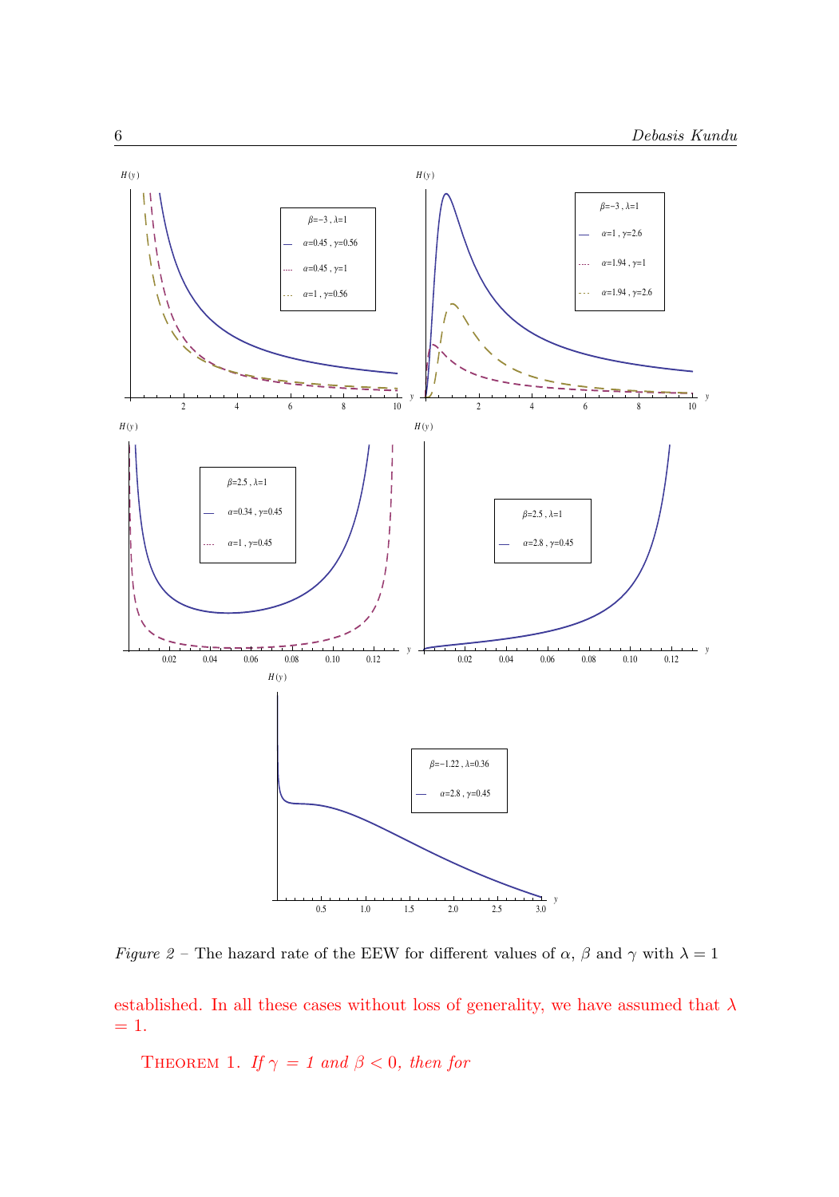*Figure 2* – The hazard rate of the EEW for different values of $\alpha$, $\beta$ and $\gamma$ with $\lambda = 1$

established. In all these cases without loss of generality, we have assumed that $\lambda = 1$.

THEOREM 1. *If $\gamma = 1$ and $\beta < 0$, then for*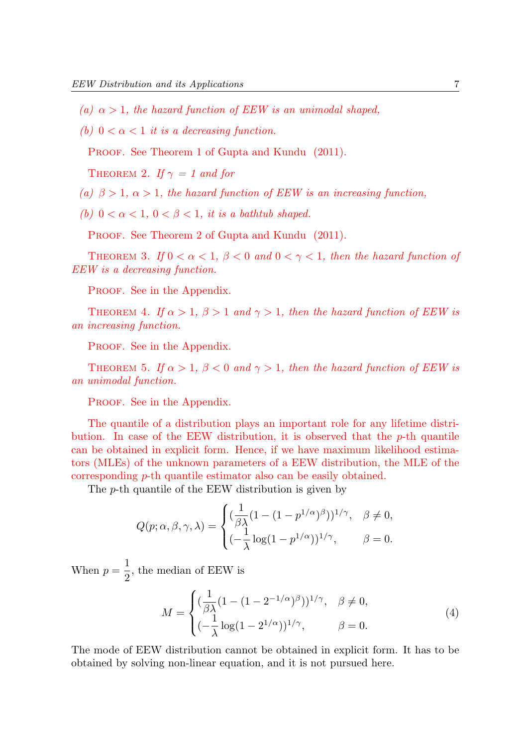*(a) $\alpha > 1$, the hazard function of EEW is an unimodal shaped,*

*(b) $0 < \alpha < 1$ it is a decreasing function.*

PROOF. See Theorem 1 of Gupta and Kundu (2011).

THEOREM 2. *If $\gamma = 1$ and for*

*(a) $\beta > 1$, $\alpha > 1$, the hazard function of EEW is an increasing function,*

*(b) $0 < \alpha < 1$, $0 < \beta < 1$, it is a bathtub shaped.*

PROOF. See Theorem 2 of Gupta and Kundu (2011).

THEOREM 3. *If $0 < \alpha < 1$, $\beta < 0$ and $0 < \gamma < 1$, then the hazard function of EEW is a decreasing function.*

PROOF. See in the Appendix.

THEOREM 4. *If $\alpha > 1$, $\beta > 1$ and $\gamma > 1$, then the hazard function of EEW is an increasing function.*

PROOF. See in the Appendix.

THEOREM 5. *If $\alpha > 1$, $\beta < 0$ and $\gamma > 1$, then the hazard function of EEW is an unimodal function.*

PROOF. See in the Appendix.

The quantile of a distribution plays an important role for any lifetime distribution. In case of the EEW distribution, it is observed that the $p$-th quantile can be obtained in explicit form. Hence, if we have maximum likelihood estimators (MLEs) of the unknown parameters of a EEW distribution, the MLE of the corresponding $p$-th quantile estimator also can be easily obtained.

The $p$-th quantile of the EEW distribution is given by

$$Q(p;\alpha,\beta,\gamma,\lambda) = \begin{cases} (\dfrac{1}{\beta\lambda}(1-(1-p^{1/\alpha})^{\beta}))^{1/\gamma}, & \beta \neq 0, \\ (-\dfrac{1}{\lambda}\log(1-p^{1/\alpha}))^{1/\gamma}, & \beta = 0. \end{cases}$$

When $p = \dfrac{1}{2}$, the median of EEW is

$$M = \begin{cases} (\dfrac{1}{\beta\lambda}(1-(1-2^{-1/\alpha})^{\beta}))^{1/\gamma}, & \beta \neq 0, \\ (-\dfrac{1}{\lambda}\log(1-2^{1/\alpha}))^{1/\gamma}, & \beta = 0. \end{cases} \tag{4}$$

The mode of EEW distribution cannot be obtained in explicit form. It has to be obtained by solving non-linear equation, and it is not pursued here.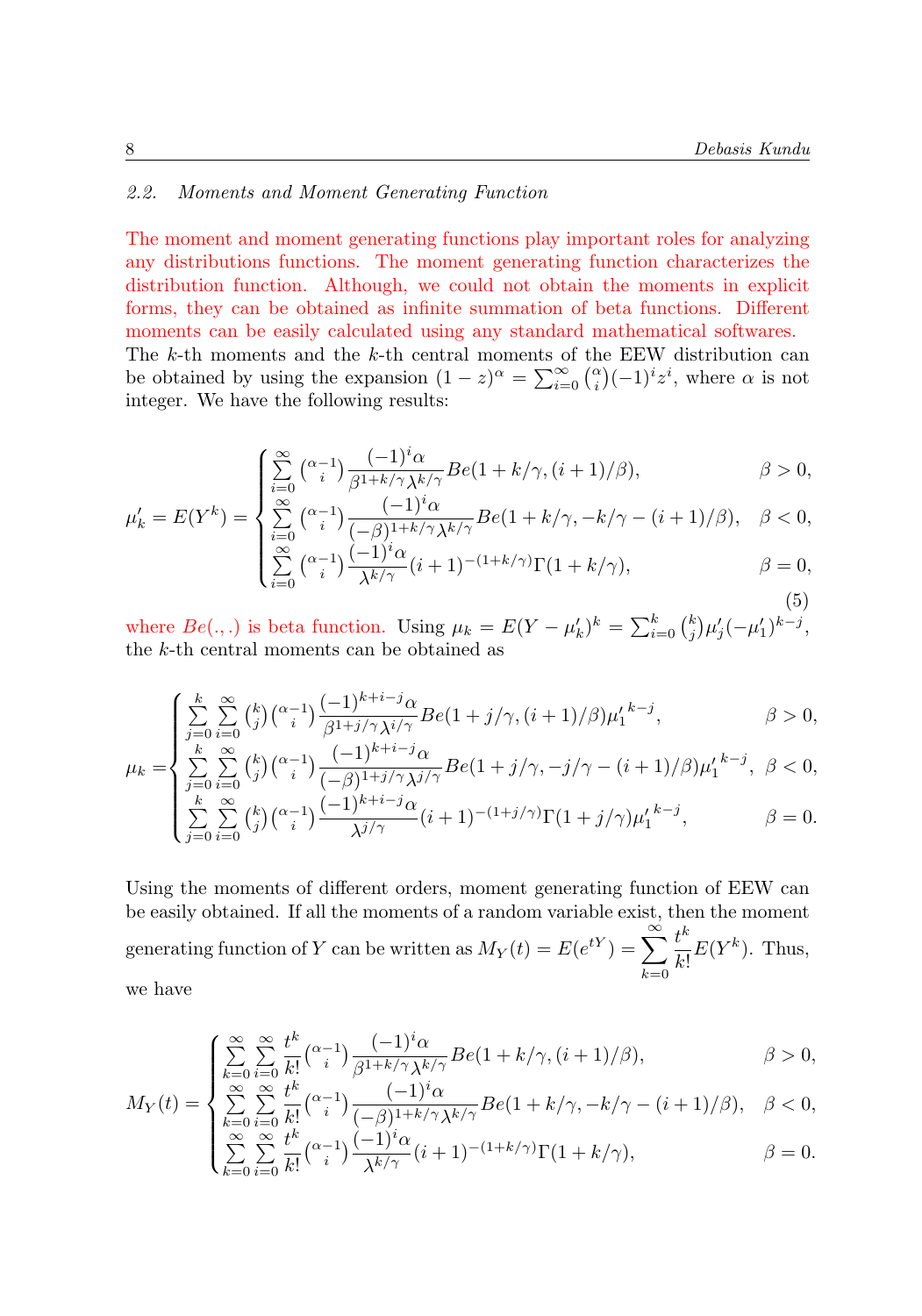### 2.2. Moments and Moment Generating Function

The moment and moment generating functions play important roles for analyzing any distributions functions. The moment generating function characterizes the distribution function. Although, we could not obtain the moments in explicit forms, they can be obtained as infinite summation of beta functions. Different moments can be easily calculated using any standard mathematical softwares. The $k$-th moments and the $k$-th central moments of the EEW distribution can be obtained by using the expansion $(1-z)^\alpha = \sum_{i=0}^{\infty} \binom{\alpha}{i} (-1)^i z^i$, where $\alpha$ is not integer. We have the following results:

$$
\mu'_k = E(Y^k) = \begin{cases} \sum_{i=0}^{\infty} \binom{\alpha-1}{i} \dfrac{(-1)^i \alpha}{\beta^{1+k/\gamma}\lambda^{k/\gamma}} Be(1+k/\gamma, (i+1)/\beta), & \beta > 0, \\ \sum_{i=0}^{\infty} \binom{\alpha-1}{i} \dfrac{(-1)^i \alpha}{(-\beta)^{1+k/\gamma}\lambda^{k/\gamma}} Be(1+k/\gamma, -k/\gamma-(i+1)/\beta), & \beta < 0, \\ \sum_{i=0}^{\infty} \binom{\alpha-1}{i} \dfrac{(-1)^i \alpha}{\lambda^{k/\gamma}} (i+1)^{-(1+k/\gamma)} \Gamma(1+k/\gamma), & \beta = 0, \end{cases} \tag{5}
$$

where $Be(.,.)$ is beta function. Using $\mu_k = E(Y-\mu'_k)^k = \sum_{i=0}^{k} \binom{k}{j} \mu'_j (-\mu'_1)^{k-j}$, the $k$-th central moments can be obtained as

$$
\mu_k = \begin{cases} \sum_{j=0}^{k} \sum_{i=0}^{\infty} \binom{k}{j} \binom{\alpha-1}{i} \dfrac{(-1)^{k+i-j} \alpha}{\beta^{1+j/\gamma}\lambda^{i/\gamma}} Be(1+j/\gamma, (i+1)/\beta) {\mu'_1}^{k-j}, & \beta > 0, \\ \sum_{j=0}^{k} \sum_{i=0}^{\infty} \binom{k}{j} \binom{\alpha-1}{i} \dfrac{(-1)^{k+i-j} \alpha}{(-\beta)^{1+j/\gamma}\lambda^{j/\gamma}} Be(1+j/\gamma, -j/\gamma-(i+1)/\beta) {\mu'_1}^{k-j}, & \beta < 0, \\ \sum_{j=0}^{k} \sum_{i=0}^{\infty} \binom{k}{j} \binom{\alpha-1}{i} \dfrac{(-1)^{k+i-j} \alpha}{\lambda^{j/\gamma}} (i+1)^{-(1+j/\gamma)} \Gamma(1+j/\gamma) {\mu'_1}^{k-j}, & \beta = 0. \end{cases}
$$

Using the moments of different orders, moment generating function of EEW can be easily obtained. If all the moments of a random variable exist, then the moment generating function of $Y$ can be written as $M_Y(t) = E(e^{tY}) = \sum_{k=0}^{\infty} \dfrac{t^k}{k!} E(Y^k)$. Thus, we have

$$
M_Y(t) = \begin{cases} \sum_{k=0}^{\infty} \sum_{i=0}^{\infty} \dfrac{t^k}{k!} \binom{\alpha-1}{i} \dfrac{(-1)^i \alpha}{\beta^{1+k/\gamma}\lambda^{k/\gamma}} Be(1+k/\gamma, (i+1)/\beta), & \beta > 0, \\ \sum_{k=0}^{\infty} \sum_{i=0}^{\infty} \dfrac{t^k}{k!} \binom{\alpha-1}{i} \dfrac{(-1)^i \alpha}{(-\beta)^{1+k/\gamma}\lambda^{k/\gamma}} Be(1+k/\gamma, -k/\gamma-(i+1)/\beta), & \beta < 0, \\ \sum_{k=0}^{\infty} \sum_{i=0}^{\infty} \dfrac{t^k}{k!} \binom{\alpha-1}{i} \dfrac{(-1)^i \alpha}{\lambda^{k/\gamma}} (i+1)^{-(1+k/\gamma)} \Gamma(1+k/\gamma), & \beta = 0. \end{cases}
$$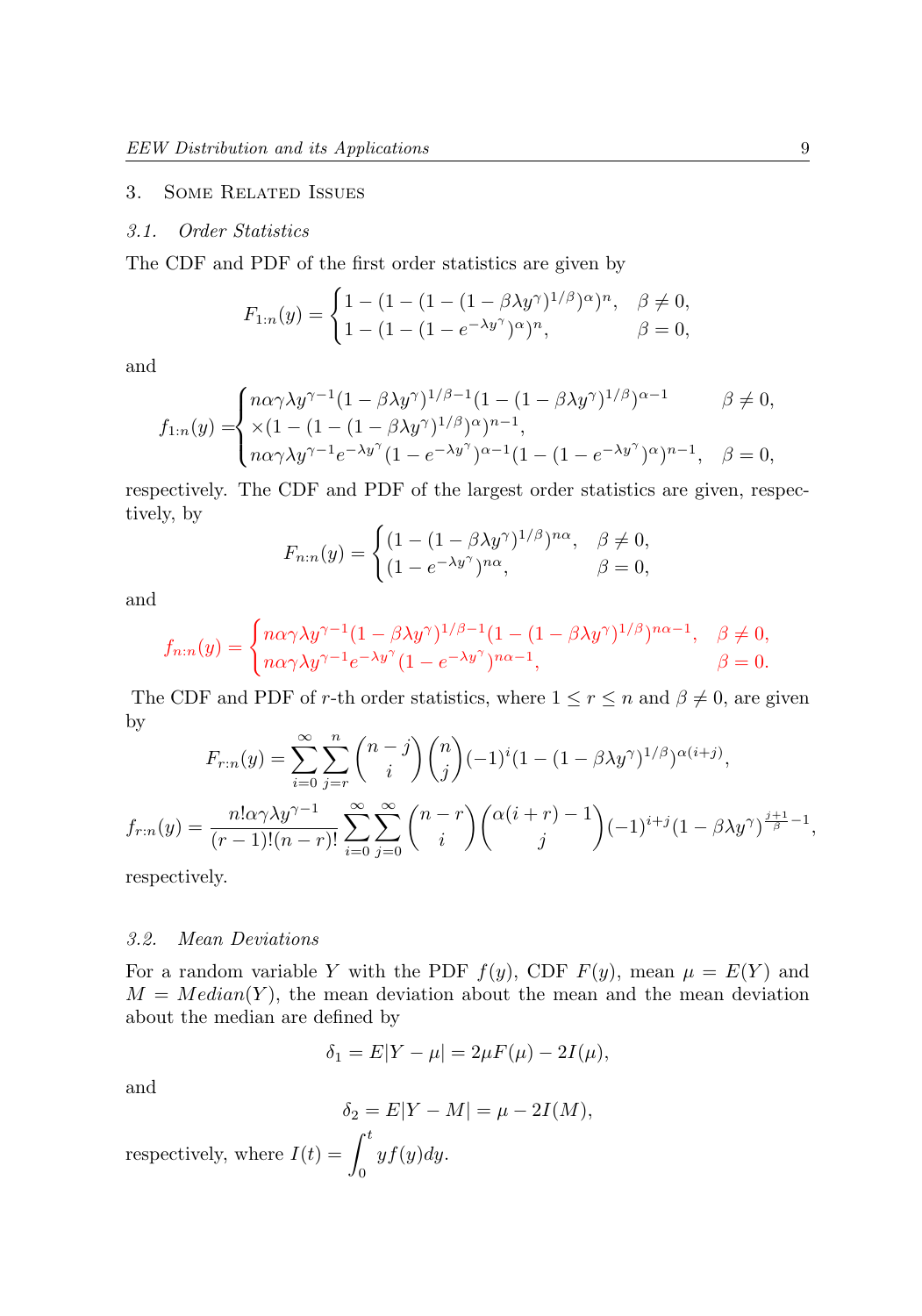## 3. Some Related Issues

### 3.1. *Order Statistics*

The CDF and PDF of the first order statistics are given by

$$F_{1:n}(y) = \begin{cases} 1-(1-(1-(1-\beta\lambda y^{\gamma})^{1/\beta})^{\alpha})^{n}, & \beta \neq 0, \\ 1-(1-(1-e^{-\lambda y^{\gamma}})^{\alpha})^{n}, & \beta = 0, \end{cases}$$

and

$$f_{1:n}(y) = \begin{cases} n\alpha\gamma\lambda y^{\gamma-1}(1-\beta\lambda y^{\gamma})^{1/\beta-1}(1-(1-\beta\lambda y^{\gamma})^{1/\beta})^{\alpha-1} & \beta \neq 0, \\ \times(1-(1-(1-\beta\lambda y^{\gamma})^{1/\beta})^{\alpha})^{n-1}, & \\ n\alpha\gamma\lambda y^{\gamma-1}e^{-\lambda y^{\gamma}}(1-e^{-\lambda y^{\gamma}})^{\alpha-1}(1-(1-e^{-\lambda y^{\gamma}})^{\alpha})^{n-1}, & \beta = 0, \end{cases}$$

respectively. The CDF and PDF of the largest order statistics are given, respectively, by

$$F_{n:n}(y) = \begin{cases} (1-(1-\beta\lambda y^{\gamma})^{1/\beta})^{n\alpha}, & \beta \neq 0, \\ (1-e^{-\lambda y^{\gamma}})^{n\alpha}, & \beta = 0, \end{cases}$$

and

$$f_{n:n}(y) = \begin{cases} n\alpha\gamma\lambda y^{\gamma-1}(1-\beta\lambda y^{\gamma})^{1/\beta-1}(1-(1-\beta\lambda y^{\gamma})^{1/\beta})^{n\alpha-1}, & \beta \neq 0, \\ n\alpha\gamma\lambda y^{\gamma-1}e^{-\lambda y^{\gamma}}(1-e^{-\lambda y^{\gamma}})^{n\alpha-1}, & \beta = 0. \end{cases}$$

The CDF and PDF of $r$-th order statistics, where $1 \leq r \leq n$ and $\beta \neq 0$, are given by

$$F_{r:n}(y) = \sum_{i=0}^{\infty}\sum_{j=r}^{n}\binom{n-j}{i}\binom{n}{j}(-1)^{i}(1-(1-\beta\lambda y^{\gamma})^{1/\beta})^{\alpha(i+j)},$$

$$f_{r:n}(y) = \frac{n!\alpha\gamma\lambda y^{\gamma-1}}{(r-1)!(n-r)!}\sum_{i=0}^{\infty}\sum_{j=0}^{\infty}\binom{n-r}{i}\binom{\alpha(i+r)-1}{j}(-1)^{i+j}(1-\beta\lambda y^{\gamma})^{\frac{j+1}{\beta}-1},$$

respectively.

### 3.2. *Mean Deviations*

For a random variable $Y$ with the PDF $f(y)$, CDF $F(y)$, mean $\mu = E(Y)$ and $M = Median(Y)$, the mean deviation about the mean and the mean deviation about the median are defined by

$$\delta_1 = E|Y-\mu| = 2\mu F(\mu) - 2I(\mu),$$

and

$$\delta_2 = E|Y-M| = \mu - 2I(M),$$

respectively, where $I(t) = \displaystyle\int_0^t yf(y)dy$.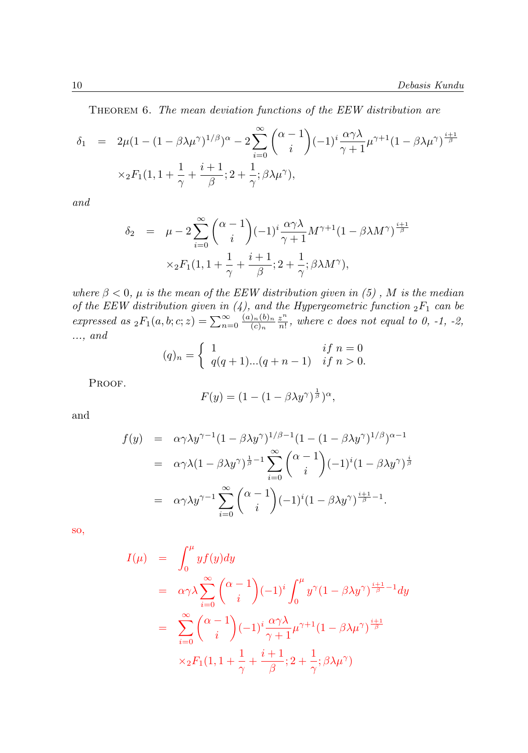THEOREM 6. *The mean deviation functions of the EEW distribution are*

$$
\begin{aligned}
\delta_1 &= 2\mu(1-(1-\beta\lambda\mu^{\gamma})^{1/\beta})^{\alpha} - 2\sum_{i=0}^{\infty}\binom{\alpha-1}{i}(-1)^i\frac{\alpha\gamma\lambda}{\gamma+1}\mu^{\gamma+1}(1-\beta\lambda\mu^{\gamma})^{\frac{i+1}{\beta}} \\
&\quad \times {}_2F_1(1, 1+\frac{1}{\gamma}+\frac{i+1}{\beta}; 2+\frac{1}{\gamma}; \beta\lambda\mu^{\gamma}),
\end{aligned}
$$

*and*

$$
\begin{aligned}
\delta_2 &= \mu - 2\sum_{i=0}^{\infty}\binom{\alpha-1}{i}(-1)^i\frac{\alpha\gamma\lambda}{\gamma+1}M^{\gamma+1}(1-\beta\lambda M^{\gamma})^{\frac{i+1}{\beta}} \\
&\quad \times {}_2F_1(1, 1+\frac{1}{\gamma}+\frac{i+1}{\beta}; 2+\frac{1}{\gamma}; \beta\lambda M^{\gamma}),
\end{aligned}
$$

*where $\beta < 0$, $\mu$ is the mean of the EEW distribution given in (5) , $M$ is the median of the EEW distribution given in (4), and the Hypergeometric function ${}_2F_1$ can be expressed as ${}_2F_1(a,b;c;z) = \sum_{n=0}^{\infty}\frac{(a)_n(b)_n}{(c)_n}\frac{z^n}{n!}$, where c does not equal to 0, -1, -2, ..., and*

$$
(q)_n = \begin{cases} 1 & if\ n = 0 \\ q(q+1)...(q+n-1) & if\ n > 0. \end{cases}
$$

PROOF.

$$
F(y) = (1-(1-\beta\lambda y^{\gamma})^{\frac{1}{\beta}})^{\alpha},
$$

and

$$
\begin{aligned}
f(y) &= \alpha\gamma\lambda y^{\gamma-1}(1-\beta\lambda y^{\gamma})^{1/\beta-1}(1-(1-\beta\lambda y^{\gamma})^{1/\beta})^{\alpha-1} \\
&= \alpha\gamma\lambda(1-\beta\lambda y^{\gamma})^{\frac{1}{\beta}-1}\sum_{i=0}^{\infty}\binom{\alpha-1}{i}(-1)^i(1-\beta\lambda y^{\gamma})^{\frac{i}{\beta}} \\
&= \alpha\gamma\lambda y^{\gamma-1}\sum_{i=0}^{\infty}\binom{\alpha-1}{i}(-1)^i(1-\beta\lambda y^{\gamma})^{\frac{i+1}{\beta}-1}.
\end{aligned}
$$

so,

$$
\begin{aligned}
I(\mu) &= \int_0^{\mu} y f(y) dy \\
&= \alpha\gamma\lambda\sum_{i=0}^{\infty}\binom{\alpha-1}{i}(-1)^i\int_0^{\mu} y^{\gamma}(1-\beta\lambda y^{\gamma})^{\frac{i+1}{\beta}-1}dy \\
&= \sum_{i=0}^{\infty}\binom{\alpha-1}{i}(-1)^i\frac{\alpha\gamma\lambda}{\gamma+1}\mu^{\gamma+1}(1-\beta\lambda\mu^{\gamma})^{\frac{i+1}{\beta}} \\
&\quad \times {}_2F_1(1, 1+\frac{1}{\gamma}+\frac{i+1}{\beta}; 2+\frac{1}{\gamma}; \beta\lambda\mu^{\gamma})
\end{aligned}
$$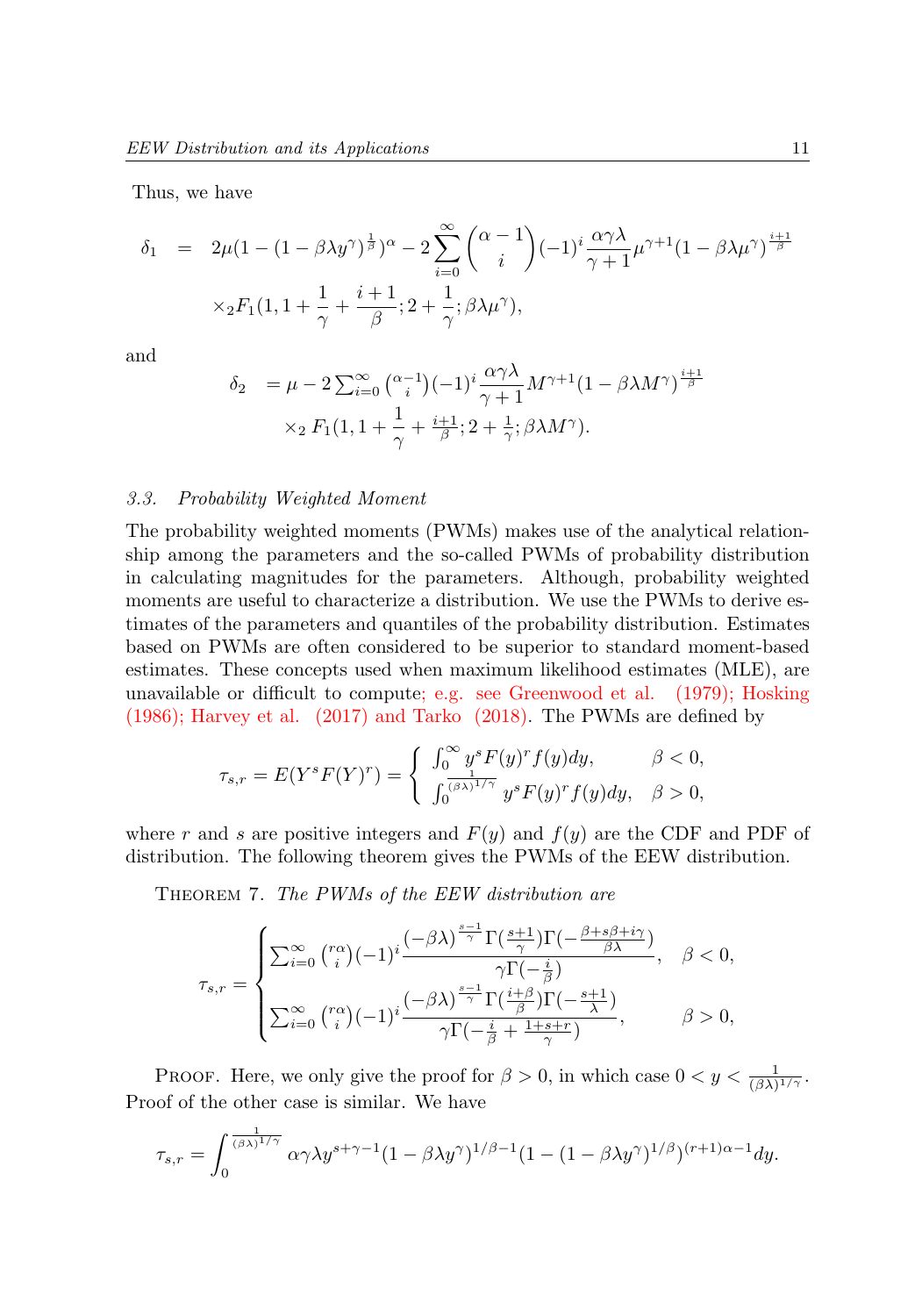Thus, we have

$$
\begin{aligned}
\delta_1 &= 2\mu(1-(1-\beta\lambda y^{\gamma})^{\frac{1}{\beta}})^{\alpha} - 2\sum_{i=0}^{\infty}\binom{\alpha-1}{i}(-1)^i\frac{\alpha\gamma\lambda}{\gamma+1}\mu^{\gamma+1}(1-\beta\lambda\mu^{\gamma})^{\frac{i+1}{\beta}} \\
&\quad \times {}_2F_1(1, 1+\frac{1}{\gamma}+\frac{i+1}{\beta}; 2+\frac{1}{\gamma}; \beta\lambda\mu^{\gamma}),
\end{aligned}
$$

and

$$
\begin{aligned}
\delta_2 &= \mu - 2\sum_{i=0}^{\infty}\binom{\alpha-1}{i}(-1)^i\frac{\alpha\gamma\lambda}{\gamma+1}M^{\gamma+1}(1-\beta\lambda M^{\gamma})^{\frac{i+1}{\beta}} \\
&\quad \times {}_2F_1(1, 1+\frac{1}{\gamma}+\frac{i+1}{\beta}; 2+\frac{1}{\gamma}; \beta\lambda M^{\gamma}).
\end{aligned}
$$

### 3.3. *Probability Weighted Moment*

The probability weighted moments (PWMs) makes use of the analytical relationship among the parameters and the so-called PWMs of probability distribution in calculating magnitudes for the parameters. Although, probability weighted moments are useful to characterize a distribution. We use the PWMs to derive estimates of the parameters and quantiles of the probability distribution. Estimates based on PWMs are often considered to be superior to standard moment-based estimates. These concepts used when maximum likelihood estimates (MLE), are unavailable or difficult to compute; e.g. see Greenwood et al. (1979); Hosking (1986); Harvey et al. (2017) and Tarko (2018). The PWMs are defined by

$$
\tau_{s,r} = E(Y^s F(Y)^r) = \begin{cases} \int_0^{\infty} y^s F(y)^r f(y)dy, & \beta < 0, \\ \int_0^{\frac{1}{(\beta\lambda)^{1/\gamma}}} y^s F(y)^r f(y)dy, & \beta > 0, \end{cases}
$$

where $r$ and $s$ are positive integers and $F(y)$ and $f(y)$ are the CDF and PDF of distribution. The following theorem gives the PWMs of the EEW distribution.

THEOREM 7. *The PWMs of the EEW distribution are*

$$
\tau_{s,r} = \begin{cases} \sum_{i=0}^{\infty}\binom{r\alpha}{i}(-1)^i\dfrac{(-\beta\lambda)^{\frac{s-1}{\gamma}}\Gamma(\frac{s+1}{\gamma})\Gamma(-\frac{\beta+s\beta+i\gamma}{\beta\lambda})}{\gamma\Gamma(-\frac{i}{\beta})}, & \beta < 0, \\ \sum_{i=0}^{\infty}\binom{r\alpha}{i}(-1)^i\dfrac{(-\beta\lambda)^{\frac{s-1}{\gamma}}\Gamma(\frac{i+\beta}{\beta})\Gamma(-\frac{s+1}{\lambda})}{\gamma\Gamma(-\frac{i}{\beta}+\frac{1+s+r}{\gamma})}, & \beta > 0, \end{cases}
$$

PROOF. Here, we only give the proof for $\beta > 0$, in which case $0 < y < \frac{1}{(\beta\lambda)^{1/\gamma}}$. Proof of the other case is similar. We have

$$
\tau_{s,r} = \int_0^{\frac{1}{(\beta\lambda)^{1/\gamma}}} \alpha\gamma\lambda y^{s+\gamma-1}(1-\beta\lambda y^{\gamma})^{1/\beta-1}(1-(1-\beta\lambda y^{\gamma})^{1/\beta})^{(r+1)\alpha-1}dy.
$$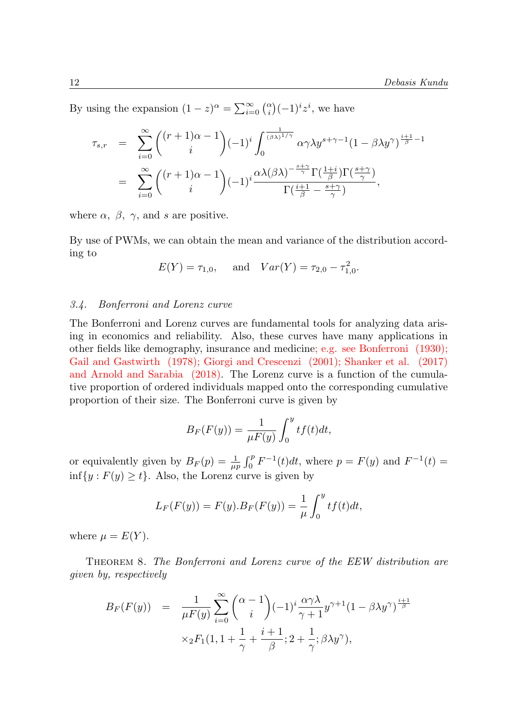By using the expansion $(1-z)^{\alpha} = \sum_{i=0}^{\infty} \binom{\alpha}{i} (-1)^i z^i$, we have

$$
\begin{aligned}
\tau_{s,r} &= \sum_{i=0}^{\infty} \binom{(r+1)\alpha - 1}{i} (-1)^i \int_0^{\frac{1}{(\beta\lambda)^{1/\gamma}}} \alpha\gamma\lambda y^{s+\gamma-1} (1-\beta\lambda y^{\gamma})^{\frac{i+1}{\beta}-1} \\
&= \sum_{i=0}^{\infty} \binom{(r+1)\alpha - 1}{i} (-1)^i \frac{\alpha\lambda(\beta\lambda)^{-\frac{s+\gamma}{\gamma}} \Gamma(\frac{1+i}{\beta}) \Gamma(\frac{s+\gamma}{\gamma})}{\Gamma(\frac{i+1}{\beta} - \frac{s+\gamma}{\gamma})},
\end{aligned}
$$

where $\alpha$, $\beta$, $\gamma$, and $s$ are positive.

By use of PWMs, we can obtain the mean and variance of the distribution according to

$$
E(Y) = \tau_{1,0}, \quad \text{and} \quad Var(Y) = \tau_{2,0} - \tau_{1,0}^2.
$$

### *3.4. Bonferroni and Lorenz curve*

The Bonferroni and Lorenz curves are fundamental tools for analyzing data arising in economics and reliability. Also, these curves have many applications in other fields like demography, insurance and medicine; e.g. see Bonferroni (1930); Gail and Gastwirth (1978); Giorgi and Crescenzi (2001); Shanker et al. (2017) and Arnold and Sarabia (2018). The Lorenz curve is a function of the cumulative proportion of ordered individuals mapped onto the corresponding cumulative proportion of their size. The Bonferroni curve is given by

$$
B_F(F(y)) = \frac{1}{\mu F(y)} \int_0^y t f(t) dt,
$$

or equivalently given by $B_F(p) = \frac{1}{\mu p} \int_0^p F^{-1}(t) dt$, where $p = F(y)$ and $F^{-1}(t) = \inf\{y : F(y) \geq t\}$. Also, the Lorenz curve is given by

$$
L_F(F(y)) = F(y).B_F(F(y)) = \frac{1}{\mu} \int_0^y t f(t) dt,
$$

where $\mu = E(Y)$.

THEOREM 8. *The Bonferroni and Lorenz curve of the EEW distribution are given by, respectively*

$$
\begin{aligned}
B_F(F(y)) &= \frac{1}{\mu F(y)} \sum_{i=0}^{\infty} \binom{\alpha - 1}{i} (-1)^i \frac{\alpha\gamma\lambda}{\gamma+1} y^{\gamma+1} (1-\beta\lambda y^{\gamma})^{\frac{i+1}{\beta}} \\
&\quad \times {}_2F_1(1, 1 + \frac{1}{\gamma} + \frac{i+1}{\beta}; 2 + \frac{1}{\gamma}; \beta\lambda y^{\gamma}),
\end{aligned}
$$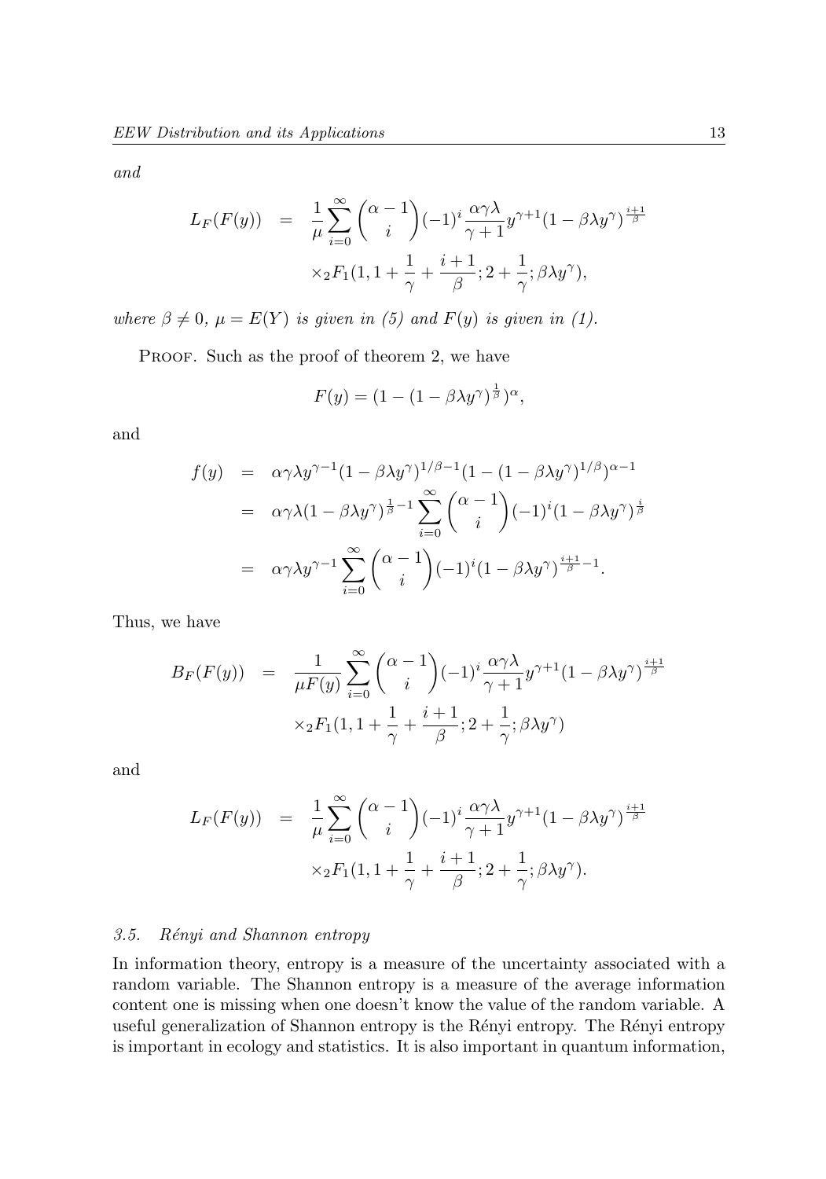*and*

$$
\begin{aligned}
L_F(F(y)) &= \frac{1}{\mu}\sum_{i=0}^{\infty}\binom{\alpha-1}{i}(-1)^i\frac{\alpha\gamma\lambda}{\gamma+1}y^{\gamma+1}(1-\beta\lambda y^{\gamma})^{\frac{i+1}{\beta}} \\
&\quad \times {}_2F_1(1,1+\frac{1}{\gamma}+\frac{i+1}{\beta};2+\frac{1}{\gamma};\beta\lambda y^{\gamma}),
\end{aligned}
$$

*where $\beta \neq 0$, $\mu = E(Y)$ is given in (5) and $F(y)$ is given in (1).*

Proof. Such as the proof of theorem 2, we have

$$
F(y) = (1-(1-\beta\lambda y^{\gamma})^{\frac{1}{\beta}})^{\alpha},
$$

and

$$
\begin{aligned}
f(y) &= \alpha\gamma\lambda y^{\gamma-1}(1-\beta\lambda y^{\gamma})^{1/\beta-1}(1-(1-\beta\lambda y^{\gamma})^{1/\beta})^{\alpha-1} \\
&= \alpha\gamma\lambda(1-\beta\lambda y^{\gamma})^{\frac{1}{\beta}-1}\sum_{i=0}^{\infty}\binom{\alpha-1}{i}(-1)^i(1-\beta\lambda y^{\gamma})^{\frac{i}{\beta}} \\
&= \alpha\gamma\lambda y^{\gamma-1}\sum_{i=0}^{\infty}\binom{\alpha-1}{i}(-1)^i(1-\beta\lambda y^{\gamma})^{\frac{i+1}{\beta}-1}.
\end{aligned}
$$

Thus, we have

$$
\begin{aligned}
B_F(F(y)) &= \frac{1}{\mu F(y)}\sum_{i=0}^{\infty}\binom{\alpha-1}{i}(-1)^i\frac{\alpha\gamma\lambda}{\gamma+1}y^{\gamma+1}(1-\beta\lambda y^{\gamma})^{\frac{i+1}{\beta}} \\
&\quad \times {}_2F_1(1,1+\frac{1}{\gamma}+\frac{i+1}{\beta};2+\frac{1}{\gamma};\beta\lambda y^{\gamma})
\end{aligned}
$$

and

$$
\begin{aligned}
L_F(F(y)) &= \frac{1}{\mu}\sum_{i=0}^{\infty}\binom{\alpha-1}{i}(-1)^i\frac{\alpha\gamma\lambda}{\gamma+1}y^{\gamma+1}(1-\beta\lambda y^{\gamma})^{\frac{i+1}{\beta}} \\
&\quad \times {}_2F_1(1,1+\frac{1}{\gamma}+\frac{i+1}{\beta};2+\frac{1}{\gamma};\beta\lambda y^{\gamma}).
\end{aligned}
$$

### 3.5. *Rényi and Shannon entropy*

In information theory, entropy is a measure of the uncertainty associated with a random variable. The Shannon entropy is a measure of the average information content one is missing when one doesn't know the value of the random variable. A useful generalization of Shannon entropy is the Rényi entropy. The Rényi entropy is important in ecology and statistics. It is also important in quantum information,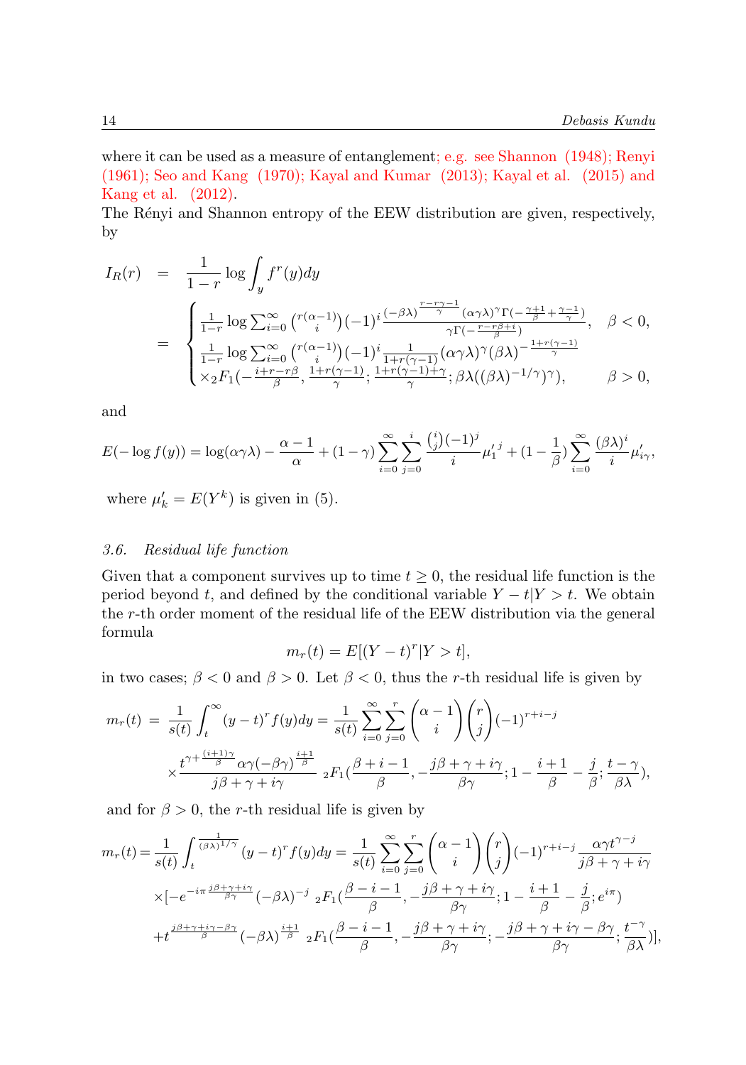where it can be used as a measure of entanglement; e.g. see Shannon (1948); Renyi (1961); Seo and Kang (1970); Kayal and Kumar (2013); Kayal et al. (2015) and Kang et al. (2012).

The Rényi and Shannon entropy of the EEW distribution are given, respectively, by

$$
\begin{aligned}
I_R(r) &= \frac{1}{1-r}\log\int_y f^r(y)dy \\
&= \begin{cases} \frac{1}{1-r}\log\sum_{i=0}^{\infty}\binom{r(\alpha-1)}{i}(-1)^i \frac{(-\beta\lambda)^{\frac{r-r\gamma-1}{\gamma}}(\alpha\gamma\lambda)^{\gamma}\Gamma(-\frac{\gamma+1}{\beta}+\frac{\gamma-1}{\gamma})}{\gamma\Gamma(-\frac{r-r\beta+i}{\beta})}, & \beta<0, \\ \frac{1}{1-r}\log\sum_{i=0}^{\infty}\binom{r(\alpha-1)}{i}(-1)^i \frac{1}{1+r(\gamma-1)}(\alpha\gamma\lambda)^{\gamma}(\beta\lambda)^{-\frac{1+r(\gamma-1)}{\gamma}} & \\ \times{}_2F_1(-\frac{i+r-r\beta}{\beta},\frac{1+r(\gamma-1)}{\gamma};\frac{1+r(\gamma-1)+\gamma}{\gamma};\beta\lambda((\beta\lambda)^{-1/\gamma})^{\gamma}), & \beta>0, \end{cases}
\end{aligned}
$$

and

$$
E(-\log f(y)) = \log(\alpha\gamma\lambda) - \frac{\alpha-1}{\alpha} + (1-\gamma)\sum_{i=0}^{\infty}\sum_{j=0}^{i}\frac{\binom{i}{j}(-1)^j}{i}{\mu'_1}^j + (1-\frac{1}{\beta})\sum_{i=0}^{\infty}\frac{(\beta\lambda)^i}{i}\mu'_{i\gamma},
$$

where $\mu'_k = E(Y^k)$ is given in (5).

### 3.6. *Residual life function*

Given that a component survives up to time $t \geq 0$, the residual life function is the period beyond $t$, and defined by the conditional variable $Y - t|Y > t$. We obtain the $r$-th order moment of the residual life of the EEW distribution via the general formula

$$
m_r(t) = E[(Y-t)^r | Y > t],
$$

in two cases; $\beta < 0$ and $\beta > 0$. Let $\beta < 0$, thus the $r$-th residual life is given by

$$
\begin{aligned}
m_r(t) &= \frac{1}{s(t)}\int_t^{\infty}(y-t)^r f(y)dy = \frac{1}{s(t)}\sum_{i=0}^{\infty}\sum_{j=0}^{r}\binom{\alpha-1}{i}\binom{r}{j}(-1)^{r+i-j} \\
&\times\frac{t^{\gamma+\frac{(i+1)\gamma}{\beta}}\alpha\gamma(-\beta\gamma)^{\frac{i+1}{\beta}}}{j\beta+\gamma+i\gamma}\ {}_2F_1(\frac{\beta+i-1}{\beta},-\frac{j\beta+\gamma+i\gamma}{\beta\gamma};1-\frac{i+1}{\beta}-\frac{j}{\beta};\frac{t-\gamma}{\beta\lambda}),
\end{aligned}
$$

and for $\beta > 0$, the $r$-th residual life is given by

$$
\begin{aligned}
m_r(t) &= \frac{1}{s(t)}\int_t^{\frac{1}{(\beta\lambda)^{1/\gamma}}}(y-t)^r f(y)dy = \frac{1}{s(t)}\sum_{i=0}^{\infty}\sum_{j=0}^{r}\binom{\alpha-1}{i}\binom{r}{j}(-1)^{r+i-j}\frac{\alpha\gamma t^{\gamma-j}}{j\beta+\gamma+i\gamma} \\
&\times[-e^{-i\pi\frac{j\beta+\gamma+i\gamma}{\beta\gamma}}(-\beta\lambda)^{-j}\ {}_2F_1(\frac{\beta-i-1}{\beta},-\frac{j\beta+\gamma+i\gamma}{\beta\gamma};1-\frac{i+1}{\beta}-\frac{j}{\beta};e^{i\pi}) \\
&+t^{\frac{j\beta+\gamma+i\gamma-\beta\gamma}{\beta}}(-\beta\lambda)^{\frac{i+1}{\beta}}\ {}_2F_1(\frac{\beta-i-1}{\beta},-\frac{j\beta+\gamma+i\gamma}{\beta\gamma};-\frac{j\beta+\gamma+i\gamma-\beta\gamma}{\beta\gamma};\frac{t^{-\gamma}}{\beta\lambda})],
\end{aligned}
$$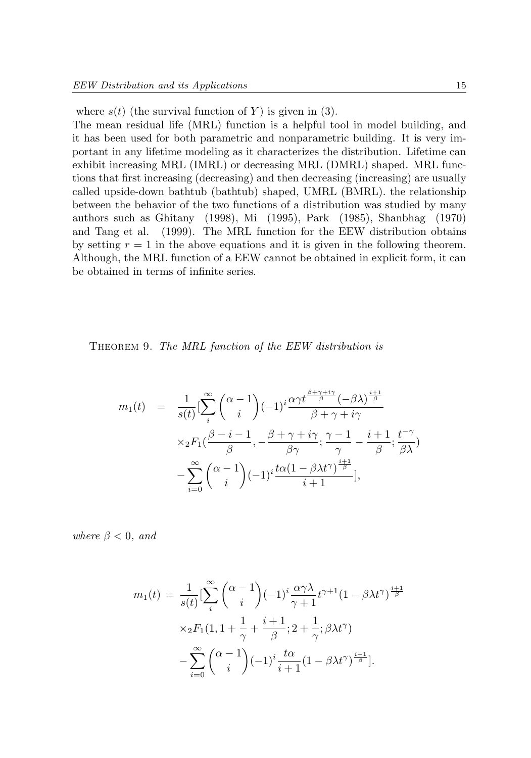where $s(t)$ (the survival function of $Y$) is given in (3).
The mean residual life (MRL) function is a helpful tool in model building, and it has been used for both parametric and nonparametric building. It is very important in any lifetime modeling as it characterizes the distribution. Lifetime can exhibit increasing MRL (IMRL) or decreasing MRL (DMRL) shaped. MRL functions that first increasing (decreasing) and then decreasing (increasing) are usually called upside-down bathtub (bathtub) shaped, UMRL (BMRL). the relationship between the behavior of the two functions of a distribution was studied by many authors such as Ghitany (1998), Mi (1995), Park (1985), Shanbhag (1970) and Tang et al. (1999). The MRL function for the EEW distribution obtains by setting $r = 1$ in the above equations and it is given in the following theorem. Although, the MRL function of a EEW cannot be obtained in explicit form, it can be obtained in terms of infinite series.

Theorem 9. *The MRL function of the EEW distribution is*

$$
\begin{aligned}
m_1(t) &= \frac{1}{s(t)}\Big[\sum_{i}^{\infty}\binom{\alpha-1}{i}(-1)^i\frac{\alpha\gamma t^{\frac{\beta+\gamma+i\gamma}{\beta}}(-\beta\lambda)^{\frac{i+1}{\beta}}}{\beta+\gamma+i\gamma} \\
&\quad \times {}_2F_1\Big(\frac{\beta-i-1}{\beta}, -\frac{\beta+\gamma+i\gamma}{\beta\gamma}; \frac{\gamma-1}{\gamma}-\frac{i+1}{\beta}; \frac{t^{-\gamma}}{\beta\lambda}\Big) \\
&\quad - \sum_{i=0}^{\infty}\binom{\alpha-1}{i}(-1)^i\frac{t\alpha(1-\beta\lambda t^{\gamma})^{\frac{i+1}{\beta}}}{i+1}\Big],
\end{aligned}
$$

*where $\beta < 0$, and*

$$
\begin{aligned}
m_1(t) &= \frac{1}{s(t)}\Big[\sum_{i}^{\infty}\binom{\alpha-1}{i}(-1)^i\frac{\alpha\gamma\lambda}{\gamma+1}t^{\gamma+1}(1-\beta\lambda t^{\gamma})^{\frac{i+1}{\beta}} \\
&\quad \times {}_2F_1\Big(1, 1+\frac{1}{\gamma}+\frac{i+1}{\beta}; 2+\frac{1}{\gamma}; \beta\lambda t^{\gamma}\Big) \\
&\quad - \sum_{i=0}^{\infty}\binom{\alpha-1}{i}(-1)^i\frac{t\alpha}{i+1}(1-\beta\lambda t^{\gamma})^{\frac{i+1}{\beta}}\Big].
\end{aligned}
$$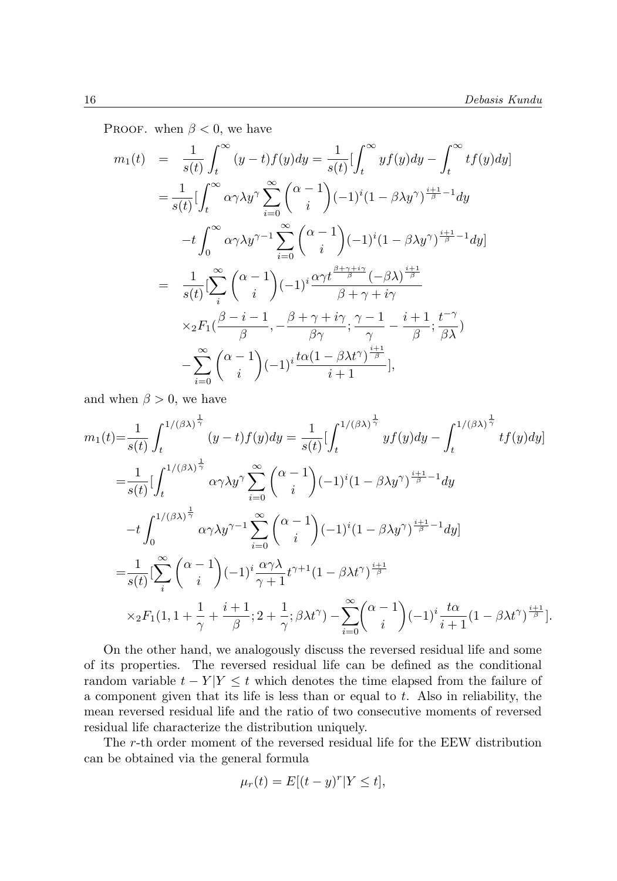PROOF. when $\beta < 0$, we have

$$
\begin{aligned}
m_1(t) &= \frac{1}{s(t)}\int_t^{\infty}(y-t)f(y)dy = \frac{1}{s(t)}[\int_t^{\infty} yf(y)dy - \int_t^{\infty} tf(y)dy] \\
&= \frac{1}{s(t)}[\int_t^{\infty}\alpha\gamma\lambda y^{\gamma}\sum_{i=0}^{\infty}\binom{\alpha-1}{i}(-1)^i(1-\beta\lambda y^{\gamma})^{\frac{i+1}{\beta}-1}dy \\
&\quad -t\int_0^{\infty}\alpha\gamma\lambda y^{\gamma-1}\sum_{i=0}^{\infty}\binom{\alpha-1}{i}(-1)^i(1-\beta\lambda y^{\gamma})^{\frac{i+1}{\beta}-1}dy] \\
&= \frac{1}{s(t)}[\sum_{i}^{\infty}\binom{\alpha-1}{i}(-1)^i\frac{\alpha\gamma t^{\frac{\beta+\gamma+i\gamma}{\beta}}(-\beta\lambda)^{\frac{i+1}{\beta}}}{\beta+\gamma+i\gamma} \\
&\quad \times {}_2F_1(\frac{\beta-i-1}{\beta}, -\frac{\beta+\gamma+i\gamma}{\beta\gamma}; \frac{\gamma-1}{\gamma}-\frac{i+1}{\beta}; \frac{t^{-\gamma}}{\beta\lambda}) \\
&\quad -\sum_{i=0}^{\infty}\binom{\alpha-1}{i}(-1)^i\frac{t\alpha(1-\beta\lambda t^{\gamma})^{\frac{i+1}{\beta}}}{i+1}],
\end{aligned}
$$

and when $\beta > 0$, we have

$$
\begin{aligned}
m_1(t) &= \frac{1}{s(t)}\int_t^{1/(\beta\lambda)^{\frac{1}{\gamma}}}(y-t)f(y)dy = \frac{1}{s(t)}[\int_t^{1/(\beta\lambda)^{\frac{1}{\gamma}}} yf(y)dy - \int_t^{1/(\beta\lambda)^{\frac{1}{\gamma}}} tf(y)dy] \\
&= \frac{1}{s(t)}[\int_t^{1/(\beta\lambda)^{\frac{1}{\gamma}}}\alpha\gamma\lambda y^{\gamma}\sum_{i=0}^{\infty}\binom{\alpha-1}{i}(-1)^i(1-\beta\lambda y^{\gamma})^{\frac{i+1}{\beta}-1}dy \\
&\quad -t\int_0^{1/(\beta\lambda)^{\frac{1}{\gamma}}}\alpha\gamma\lambda y^{\gamma-1}\sum_{i=0}^{\infty}\binom{\alpha-1}{i}(-1)^i(1-\beta\lambda y^{\gamma})^{\frac{i+1}{\beta}-1}dy] \\
&= \frac{1}{s(t)}[\sum_{i}^{\infty}\binom{\alpha-1}{i}(-1)^i\frac{\alpha\gamma\lambda}{\gamma+1}t^{\gamma+1}(1-\beta\lambda t^{\gamma})^{\frac{i+1}{\beta}} \\
&\quad \times {}_2F_1(1, 1+\frac{1}{\gamma}+\frac{i+1}{\beta}; 2+\frac{1}{\gamma}; \beta\lambda t^{\gamma}) - \sum_{i=0}^{\infty}\binom{\alpha-1}{i}(-1)^i\frac{t\alpha}{i+1}(1-\beta\lambda t^{\gamma})^{\frac{i+1}{\beta}}].
\end{aligned}
$$

On the other hand, we analogously discuss the reversed residual life and some of its properties. The reversed residual life can be defined as the conditional random variable $t - Y|Y \leq t$ which denotes the time elapsed from the failure of a component given that its life is less than or equal to $t$. Also in reliability, the mean reversed residual life and the ratio of two consecutive moments of reversed residual life characterize the distribution uniquely.

The $r$-th order moment of the reversed residual life for the EEW distribution can be obtained via the general formula

$$\mu_r(t) = E[(t-y)^r|Y \leq t],$$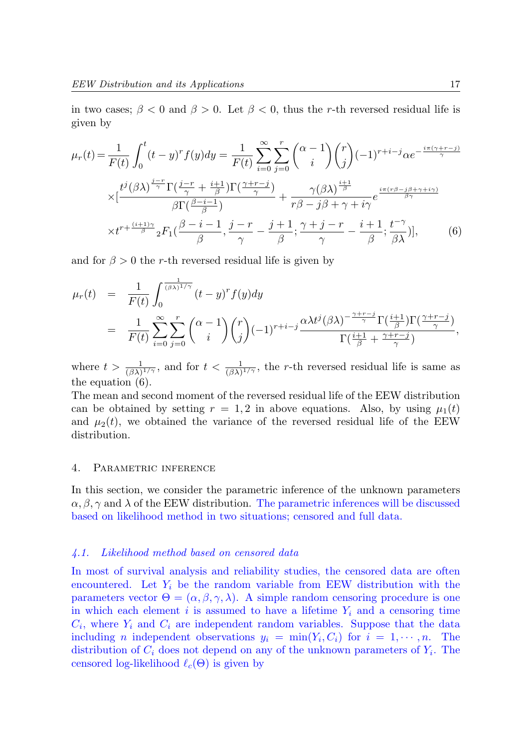in two cases; $\beta < 0$ and $\beta > 0$. Let $\beta < 0$, thus the $r$-th reversed residual life is given by

$$
\begin{aligned}
\mu_r(t) = \frac{1}{F(t)} \int_0^t (t-y)^r f(y) dy = \frac{1}{F(t)} \sum_{i=0}^{\infty} \sum_{j=0}^{r} \binom{\alpha-1}{i} \binom{r}{j} (-1)^{r+i-j} \alpha e^{-\frac{i\pi(\gamma+r-j)}{\gamma}} \\
\times [\frac{t^j (\beta\lambda)^{\frac{j-r}{\gamma}} \Gamma(\frac{j-r}{\gamma} + \frac{i+1}{\beta}) \Gamma(\frac{\gamma+r-j}{\gamma})}{\beta \Gamma(\frac{\beta-i-1}{\beta})} + \frac{\gamma (\beta\lambda)^{\frac{i+1}{\beta}}}{r\beta - j\beta + \gamma + i\gamma} e^{\frac{i\pi(r\beta - j\beta + \gamma + i\gamma)}{\beta\gamma}} \\
\times t^{r + \frac{(i+1)\gamma}{\beta}} {}_2F_1(\frac{\beta-i-1}{\beta}, \frac{j-r}{\gamma} - \frac{j+1}{\beta}; \frac{\gamma+j-r}{\gamma} - \frac{i+1}{\beta}; \frac{t^{-\gamma}}{\beta\lambda})], \qquad (6)
\end{aligned}
$$

and for $\beta > 0$ the $r$-th reversed residual life is given by

$$
\begin{aligned}
\mu_r(t) &= \frac{1}{F(t)} \int_0^{\frac{1}{(\beta\lambda)^{1/\gamma}}} (t-y)^r f(y) dy \\
&= \frac{1}{F(t)} \sum_{i=0}^{\infty} \sum_{j=0}^{r} \binom{\alpha-1}{i} \binom{r}{j} (-1)^{r+i-j} \frac{\alpha\lambda t^j (\beta\lambda)^{-\frac{\gamma+r-j}{\gamma}} \Gamma(\frac{i+1}{\beta}) \Gamma(\frac{\gamma+r-j}{\gamma})}{\Gamma(\frac{i+1}{\beta} + \frac{\gamma+r-j}{\gamma})},
\end{aligned}
$$

where $t > \frac{1}{(\beta\lambda)^{1/\gamma}}$, and for $t < \frac{1}{(\beta\lambda)^{1/\gamma}}$, the $r$-th reversed residual life is same as the equation (6).

The mean and second moment of the reversed residual life of the EEW distribution can be obtained by setting $r = 1, 2$ in above equations. Also, by using $\mu_1(t)$ and $\mu_2(t)$, we obtained the variance of the reversed residual life of the EEW distribution.

## 4. Parametric inference

In this section, we consider the parametric inference of the unknown parameters $\alpha, \beta, \gamma$ and $\lambda$ of the EEW distribution. The parametric inferences will be discussed based on likelihood method in two situations; censored and full data.

### *4.1. Likelihood method based on censored data*

In most of survival analysis and reliability studies, the censored data are often encountered. Let $Y_i$ be the random variable from EEW distribution with the parameters vector $\Theta = (\alpha, \beta, \gamma, \lambda)$. A simple random censoring procedure is one in which each element $i$ is assumed to have a lifetime $Y_i$ and a censoring time $C_i$, where $Y_i$ and $C_i$ are independent random variables. Suppose that the data including $n$ independent observations $y_i = \min(Y_i, C_i)$ for $i = 1, \cdots, n$. The distribution of $C_i$ does not depend on any of the unknown parameters of $Y_i$. The censored log-likelihood $\ell_c(\Theta)$ is given by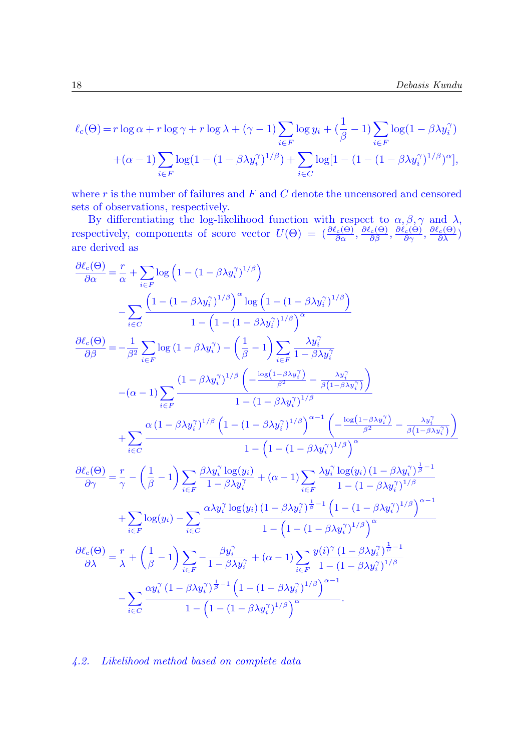$$\ell_c(\Theta) = r \log \alpha + r \log \gamma + r \log \lambda + (\gamma - 1) \sum_{i \in F} \log y_i + (\frac{1}{\beta} - 1) \sum_{i \in F} \log(1 - \beta \lambda y_i^{\gamma})$$
$$+ (\alpha - 1) \sum_{i \in F} \log(1 - (1 - \beta \lambda y_i^{\gamma})^{1/\beta}) + \sum_{i \in C} \log[1 - (1 - (1 - \beta \lambda y_i^{\gamma})^{1/\beta})^{\alpha}],$$

where $r$ is the number of failures and $F$ and $C$ denote the uncensored and censored sets of observations, respectively.

By differentiating the log-likelihood function with respect to $\alpha, \beta, \gamma$ and $\lambda$, respectively, components of score vector $U(\Theta) = (\frac{\partial \ell_c(\Theta)}{\partial \alpha}, \frac{\partial \ell_c(\Theta)}{\partial \beta}, \frac{\partial \ell_c(\Theta)}{\partial \gamma}, \frac{\partial \ell_c(\Theta)}{\partial \lambda})$ are derived as

$$\frac{\partial \ell_c(\Theta)}{\partial \alpha} = \frac{r}{\alpha} + \sum_{i \in F} \log\left(1 - (1 - \beta \lambda y_i^{\gamma})^{1/\beta}\right)$$
$$- \sum_{i \in C} \frac{\left(1 - (1 - \beta \lambda y_i^{\gamma})^{1/\beta}\right)^{\alpha} \log\left(1 - (1 - \beta \lambda y_i^{\gamma})^{1/\beta}\right)}{1 - \left(1 - (1 - \beta \lambda y_i^{\gamma})^{1/\beta}\right)^{\alpha}}$$

$$\frac{\partial \ell_c(\Theta)}{\partial \beta} = -\frac{1}{\beta^2} \sum_{i \in F} \log(1 - \beta \lambda y_i^{\gamma}) - \left(\frac{1}{\beta} - 1\right) \sum_{i \in F} \frac{\lambda y_i^{\gamma}}{1 - \beta \lambda y_i^{\gamma}}$$
$$-(\alpha - 1) \sum_{i \in F} \frac{(1 - \beta \lambda y_i^{\gamma})^{1/\beta} \left(-\frac{\log(1 - \beta \lambda y_i^{\gamma})}{\beta^2} - \frac{\lambda y_i^{\gamma}}{\beta(1 - \beta \lambda y_i^{\gamma})}\right)}{1 - (1 - \beta \lambda y_i^{\gamma})^{1/\beta}}$$
$$+ \sum_{i \in C} \frac{\alpha (1 - \beta \lambda y_i^{\gamma})^{1/\beta} \left(1 - (1 - \beta \lambda y_i^{\gamma})^{1/\beta}\right)^{\alpha - 1} \left(-\frac{\log(1 - \beta \lambda y_i^{\gamma})}{\beta^2} - \frac{\lambda y_i^{\gamma}}{\beta(1 - \beta \lambda y_i^{\gamma})}\right)}{1 - \left(1 - (1 - \beta \lambda y_i^{\gamma})^{1/\beta}\right)^{\alpha}}$$

$$\frac{\partial \ell_c(\Theta)}{\partial \gamma} = \frac{r}{\gamma} - \left(\frac{1}{\beta} - 1\right) \sum_{i \in F} \frac{\beta \lambda y_i^{\gamma} \log(y_i)}{1 - \beta \lambda y_i^{\gamma}} + (\alpha - 1) \sum_{i \in F} \frac{\lambda y_i^{\gamma} \log(y_i) (1 - \beta \lambda y_i^{\gamma})^{\frac{1}{\beta} - 1}}{1 - (1 - \beta \lambda y_i^{\gamma})^{1/\beta}}$$
$$+ \sum_{i \in F} \log(y_i) - \sum_{i \in C} \frac{\alpha \lambda y_i^{\gamma} \log(y_i) (1 - \beta \lambda y_i^{\gamma})^{\frac{1}{\beta} - 1} \left(1 - (1 - \beta \lambda y_i^{\gamma})^{1/\beta}\right)^{\alpha - 1}}{1 - \left(1 - (1 - \beta \lambda y_i^{\gamma})^{1/\beta}\right)^{\alpha}}$$

$$\frac{\partial \ell_c(\Theta)}{\partial \lambda} = \frac{r}{\lambda} + \left(\frac{1}{\beta} - 1\right) \sum_{i \in F} - \frac{\beta y_i^{\gamma}}{1 - \beta \lambda y_i^{\gamma}} + (\alpha - 1) \sum_{i \in F} \frac{y(i)^{\gamma} (1 - \beta \lambda y_i^{\gamma})^{\frac{1}{\beta} - 1}}{1 - (1 - \beta \lambda y_i^{\gamma})^{1/\beta}}$$
$$- \sum_{i \in C} \frac{\alpha y_i^{\gamma} (1 - \beta \lambda y_i^{\gamma})^{\frac{1}{\beta} - 1} \left(1 - (1 - \beta \lambda y_i^{\gamma})^{1/\beta}\right)^{\alpha - 1}}{1 - \left(1 - (1 - \beta \lambda y_i^{\gamma})^{1/\beta}\right)^{\alpha}}.$$

### *4.2. Likelihood method based on complete data*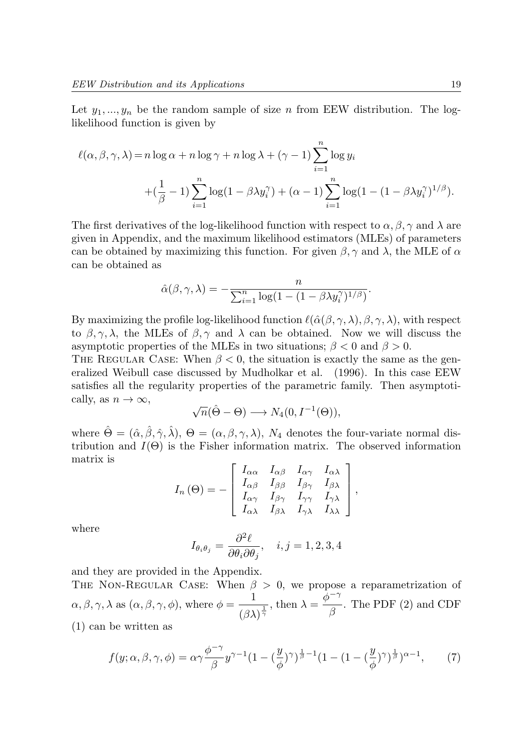Let $y_1, ..., y_n$ be the random sample of size $n$ from EEW distribution. The log-likelihood function is given by

$$\ell(\alpha,\beta,\gamma,\lambda) = n\log\alpha + n\log\gamma + n\log\lambda + (\gamma-1)\sum_{i=1}^{n}\log y_i$$
$$+(\frac{1}{\beta}-1)\sum_{i=1}^{n}\log(1-\beta\lambda y_i^{\gamma}) + (\alpha-1)\sum_{i=1}^{n}\log(1-(1-\beta\lambda y_i^{\gamma})^{1/\beta}).$$

The first derivatives of the log-likelihood function with respect to $\alpha, \beta, \gamma$ and $\lambda$ are given in Appendix, and the maximum likelihood estimators (MLEs) of parameters can be obtained by maximizing this function. For given $\beta, \gamma$ and $\lambda$, the MLE of $\alpha$ can be obtained as

$$\hat{\alpha}(\beta,\gamma,\lambda) = -\frac{n}{\sum_{i=1}^{n}\log(1-(1-\beta\lambda y_i^{\gamma})^{1/\beta})}.$$

By maximizing the profile log-likelihood function $\ell(\hat{\alpha}(\beta,\gamma,\lambda),\beta,\gamma,\lambda)$, with respect to $\beta, \gamma, \lambda$, the MLEs of $\beta, \gamma$ and $\lambda$ can be obtained. Now we will discuss the asymptotic properties of the MLEs in two situations; $\beta < 0$ and $\beta > 0$.

The Regular Case: When $\beta < 0$, the situation is exactly the same as the generalized Weibull case discussed by Mudholkar et al. (1996). In this case EEW satisfies all the regularity properties of the parametric family. Then asymptotically, as $n \to \infty$,

$$\sqrt{n}(\hat{\Theta}-\Theta) \longrightarrow N_4(0, I^{-1}(\Theta)),$$

where $\hat{\Theta} = (\hat{\alpha},\hat{\beta},\hat{\gamma},\hat{\lambda})$, $\Theta = (\alpha,\beta,\gamma,\lambda)$, $N_4$ denotes the four-variate normal distribution and $I(\Theta)$ is the Fisher information matrix. The observed information matrix is

$$I_n(\Theta) = -\left[\begin{array}{cccc} I_{\alpha\alpha} & I_{\alpha\beta} & I_{\alpha\gamma} & I_{\alpha\lambda} \\ I_{\alpha\beta} & I_{\beta\beta} & I_{\beta\gamma} & I_{\beta\lambda} \\ I_{\alpha\gamma} & I_{\beta\gamma} & I_{\gamma\gamma} & I_{\gamma\lambda} \\ I_{\alpha\lambda} & I_{\beta\lambda} & I_{\gamma\lambda} & I_{\lambda\lambda} \end{array}\right],$$

where

$$I_{\theta_i\theta_j} = \frac{\partial^2\ell}{\partial\theta_i\partial\theta_j}, \quad i,j = 1,2,3,4$$

and they are provided in the Appendix.

The Non-Regular Case: When $\beta > 0$, we propose a reparametrization of $\alpha, \beta, \gamma, \lambda$ as $(\alpha, \beta, \gamma, \phi)$, where $\phi = \frac{1}{(\beta\lambda)^{\frac{1}{\gamma}}}$, then $\lambda = \frac{\phi^{-\gamma}}{\beta}$. The PDF (2) and CDF (1) can be written as

$$f(y;\alpha,\beta,\gamma,\phi) = \alpha\gamma\frac{\phi^{-\gamma}}{\beta}y^{\gamma-1}(1-(\frac{y}{\phi})^{\gamma})^{\frac{1}{\beta}-1}(1-(1-(\frac{y}{\phi})^{\gamma})^{\frac{1}{\beta}})^{\alpha-1}, \qquad (7)$$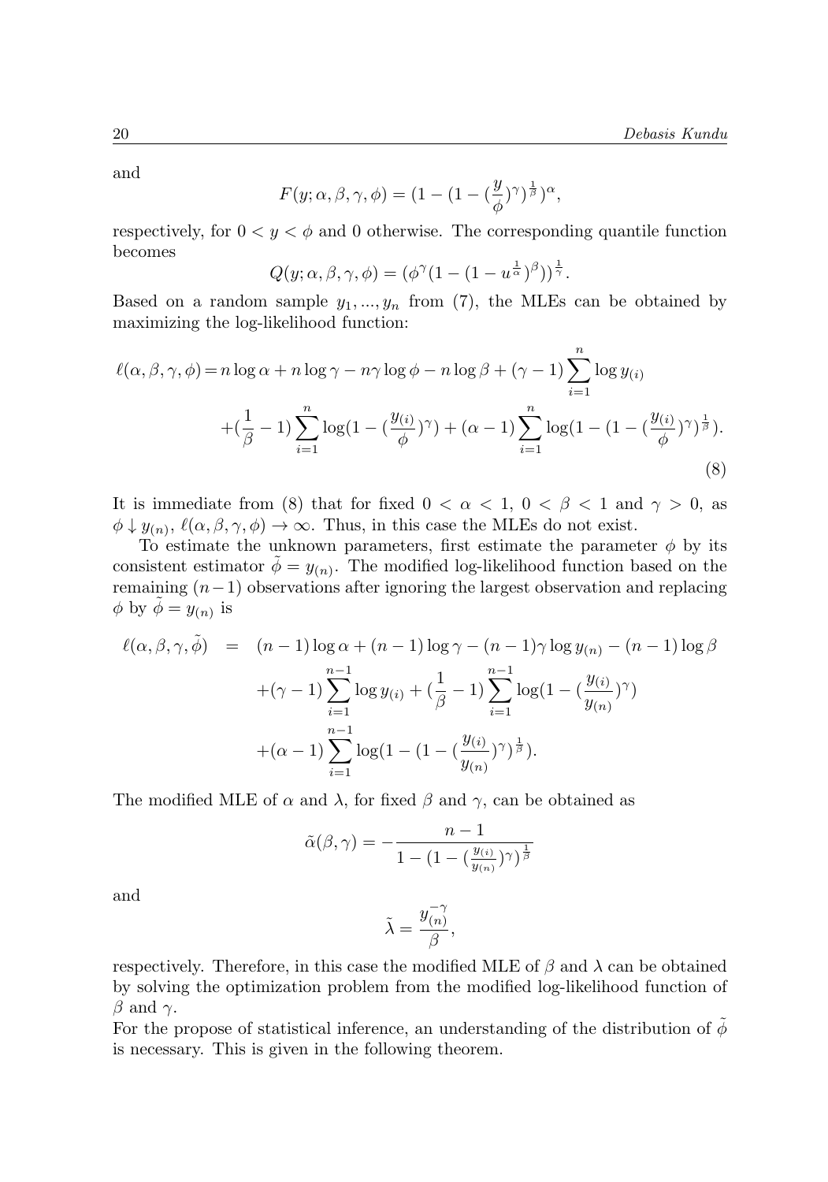and

$$F(y; \alpha, \beta, \gamma, \phi) = (1 - (1 - (\frac{y}{\phi})^{\gamma})^{\frac{1}{\beta}})^{\alpha},$$

respectively, for $0 < y < \phi$ and 0 otherwise. The corresponding quantile function becomes

$$Q(y; \alpha, \beta, \gamma, \phi) = (\phi^{\gamma}(1 - (1 - u^{\frac{1}{\alpha}})^{\beta}))^{\frac{1}{\gamma}}.$$

Based on a random sample $y_1, ..., y_n$ from (7), the MLEs can be obtained by maximizing the log-likelihood function:

$$\ell(\alpha, \beta, \gamma, \phi) = n \log \alpha + n \log \gamma - n\gamma \log \phi - n \log \beta + (\gamma - 1) \sum_{i=1}^{n} \log y_{(i)} + (\frac{1}{\beta} - 1) \sum_{i=1}^{n} \log(1 - (\frac{y_{(i)}}{\phi})^{\gamma}) + (\alpha - 1) \sum_{i=1}^{n} \log(1 - (1 - (\frac{y_{(i)}}{\phi})^{\gamma})^{\frac{1}{\beta}}). \tag{8}$$

It is immediate from (8) that for fixed $0 < \alpha < 1$, $0 < \beta < 1$ and $\gamma > 0$, as $\phi \downarrow y_{(n)}$, $\ell(\alpha, \beta, \gamma, \phi) \to \infty$. Thus, in this case the MLEs do not exist.

To estimate the unknown parameters, first estimate the parameter $\phi$ by its consistent estimator $\tilde{\phi} = y_{(n)}$. The modified log-likelihood function based on the remaining $(n-1)$ observations after ignoring the largest observation and replacing $\phi$ by $\tilde{\phi} = y_{(n)}$ is

$$\begin{aligned} \ell(\alpha, \beta, \gamma, \tilde{\phi}) &= (n-1) \log \alpha + (n-1) \log \gamma - (n-1)\gamma \log y_{(n)} - (n-1) \log \beta \\ &\quad + (\gamma - 1) \sum_{i=1}^{n-1} \log y_{(i)} + (\frac{1}{\beta} - 1) \sum_{i=1}^{n-1} \log(1 - (\frac{y_{(i)}}{y_{(n)}})^{\gamma}) \\ &\quad + (\alpha - 1) \sum_{i=1}^{n-1} \log(1 - (1 - (\frac{y_{(i)}}{y_{(n)}})^{\gamma})^{\frac{1}{\beta}}). \end{aligned}$$

The modified MLE of $\alpha$ and $\lambda$, for fixed $\beta$ and $\gamma$, can be obtained as

$$\tilde{\alpha}(\beta, \gamma) = -\frac{n-1}{1 - (1 - (\frac{y_{(i)}}{y_{(n)}})^{\gamma})^{\frac{1}{\beta}}}$$

and

$$\tilde{\lambda} = \frac{y_{(n)}^{-\gamma}}{\beta},$$

respectively. Therefore, in this case the modified MLE of $\beta$ and $\lambda$ can be obtained by solving the optimization problem from the modified log-likelihood function of $\beta$ and $\gamma$.

For the propose of statistical inference, an understanding of the distribution of $\tilde{\phi}$ is necessary. This is given in the following theorem.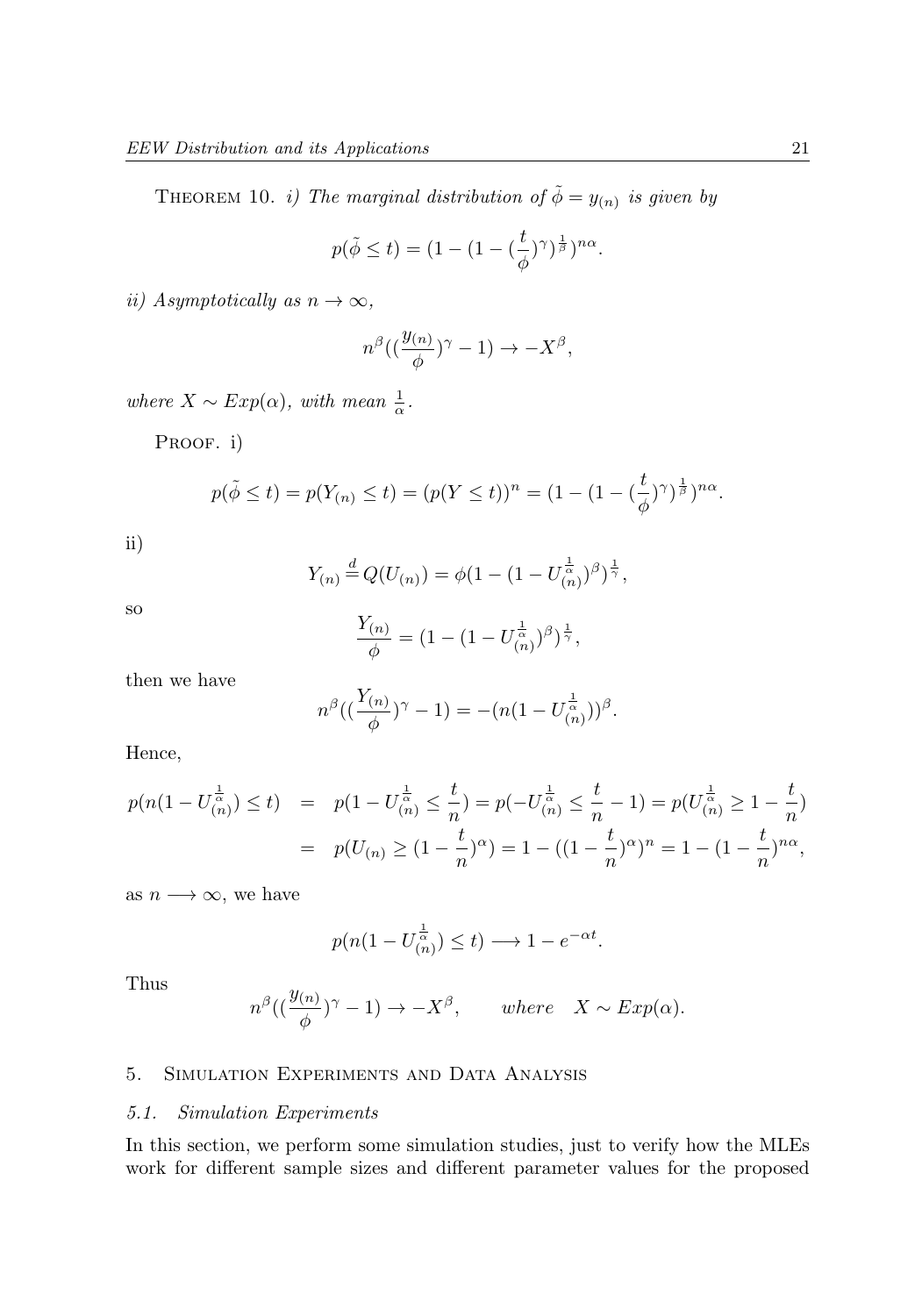THEOREM 10. *i) The marginal distribution of $\tilde{\phi} = y_{(n)}$ is given by*

$$p(\tilde{\phi} \leq t) = (1 - (1 - (\frac{t}{\phi})^{\gamma})^{\frac{1}{\beta}})^{n\alpha}.$$

*ii) Asymptotically as $n \to \infty$,*

$$n^{\beta}((\frac{y_{(n)}}{\phi})^{\gamma} - 1) \to -X^{\beta},$$

*where $X \sim Exp(\alpha)$, with mean $\frac{1}{\alpha}$.*

PROOF. i)

$$p(\tilde{\phi} \leq t) = p(Y_{(n)} \leq t) = (p(Y \leq t))^n = (1 - (1 - (\frac{t}{\phi})^{\gamma})^{\frac{1}{\beta}})^{n\alpha}.$$

ii)

$$Y_{(n)} \stackrel{d}{=} Q(U_{(n)}) = \phi(1 - (1 - U_{(n)}^{\frac{1}{\alpha}})^{\beta})^{\frac{1}{\gamma}},$$

so

$$\frac{Y_{(n)}}{\phi} = (1 - (1 - U_{(n)}^{\frac{1}{\alpha}})^{\beta})^{\frac{1}{\gamma}},$$

then we have

$$n^{\beta}((\frac{Y_{(n)}}{\phi})^{\gamma} - 1) = -(n(1 - U_{(n)}^{\frac{1}{\alpha}}))^{\beta}.$$

Hence,

$$\begin{aligned} p(n(1 - U_{(n)}^{\frac{1}{\alpha}}) \leq t) &= p(1 - U_{(n)}^{\frac{1}{\alpha}} \leq \frac{t}{n}) = p(-U_{(n)}^{\frac{1}{\alpha}} \leq \frac{t}{n} - 1) = p(U_{(n)}^{\frac{1}{\alpha}} \geq 1 - \frac{t}{n}) \\ &= p(U_{(n)} \geq (1 - \frac{t}{n})^{\alpha}) = 1 - ((1 - \frac{t}{n})^{\alpha})^n = 1 - (1 - \frac{t}{n})^{n\alpha}, \end{aligned}$$

as $n \longrightarrow \infty$, we have

$$p(n(1 - U_{(n)}^{\frac{1}{\alpha}}) \leq t) \longrightarrow 1 - e^{-\alpha t}.$$

Thus

$$n^{\beta}((\frac{y_{(n)}}{\phi})^{\gamma} - 1) \to -X^{\beta}, \qquad where \quad X \sim Exp(\alpha).$$

## 5. SIMULATION EXPERIMENTS AND DATA ANALYSIS

### 5.1. *Simulation Experiments*

In this section, we perform some simulation studies, just to verify how the MLEs work for different sample sizes and different parameter values for the proposed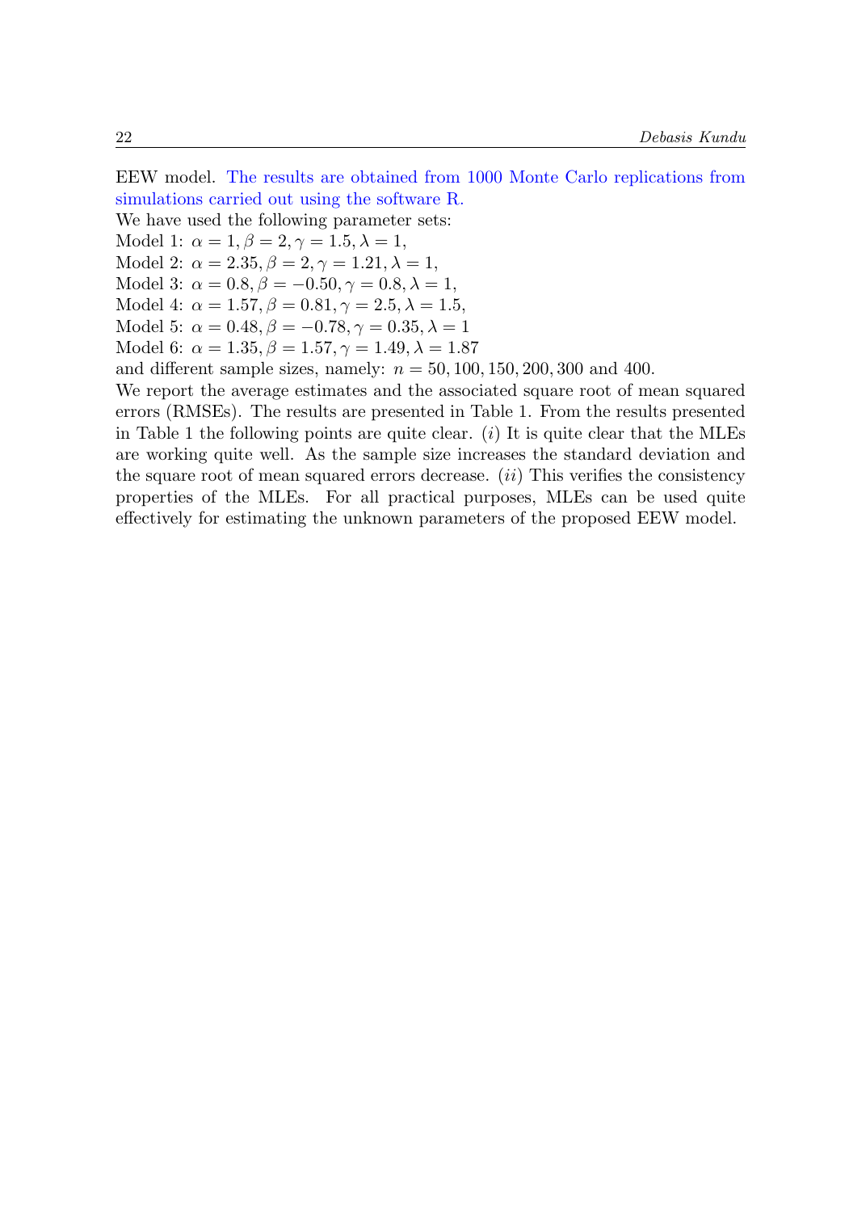EEW model. The results are obtained from 1000 Monte Carlo replications from simulations carried out using the software R.

We have used the following parameter sets:

Model 1: $\alpha = 1, \beta = 2, \gamma = 1.5, \lambda = 1,$

Model 2: $\alpha = 2.35, \beta = 2, \gamma = 1.21, \lambda = 1,$

Model 3: $\alpha = 0.8, \beta = -0.50, \gamma = 0.8, \lambda = 1,$

Model 4: $\alpha = 1.57, \beta = 0.81, \gamma = 2.5, \lambda = 1.5,$

Model 5: $\alpha = 0.48, \beta = -0.78, \gamma = 0.35, \lambda = 1$

Model 6: $\alpha = 1.35, \beta = 1.57, \gamma = 1.49, \lambda = 1.87$

and different sample sizes, namely: $n = 50, 100, 150, 200, 300$ and 400.

We report the average estimates and the associated square root of mean squared errors (RMSEs). The results are presented in Table 1. From the results presented in Table 1 the following points are quite clear. (*i*) It is quite clear that the MLEs are working quite well. As the sample size increases the standard deviation and the square root of mean squared errors decrease. (*ii*) This verifies the consistency properties of the MLEs. For all practical purposes, MLEs can be used quite effectively for estimating the unknown parameters of the proposed EEW model.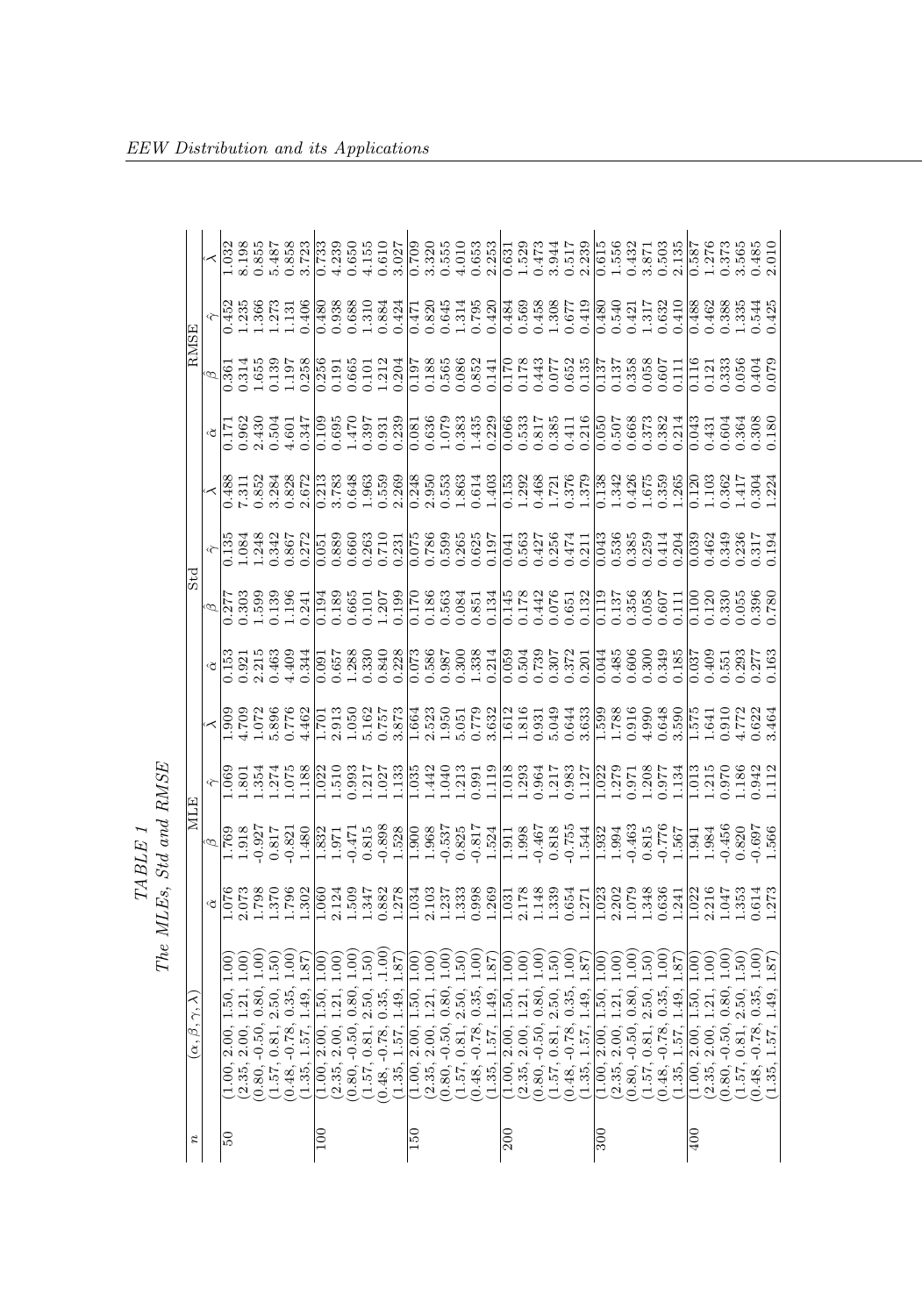*TABLE 1*
*The MLEs, Std and RMSE*

| $n$ | $(\alpha, \beta, \gamma, \lambda)$ | MLE | | | | Std | | | | RMSE | | | |
|---|---|---|---|---|---|---|---|---|---|---|---|---|---|
| | | $\hat{\alpha}$ | $\hat{\beta}$ | $\hat{\gamma}$ | $\hat{\lambda}$ | $\hat{\alpha}$ | $\hat{\beta}$ | $\hat{\gamma}$ | $\hat{\lambda}$ | $\hat{\alpha}$ | $\hat{\beta}$ | $\hat{\gamma}$ | $\hat{\lambda}$ |
| 50 | (1.00, 2.00, 1.50, 1.00) | 1.076 | 1.769 | 1.069 | 1.909 | 0.153 | 0.277 | 0.135 | 0.488 | 0.171 | 0.361 | 0.452 | 1.032 |
| | (2.35, 2.00, 1.21, 1.00) | 2.073 | 1.918 | 1.801 | 4.709 | 0.921 | 0.303 | 1.084 | 7.311 | 0.962 | 0.314 | 1.235 | 8.198 |
| | (0.80, -0.50, 0.80, 1.00) | 1.798 | -0.927 | 1.354 | 1.072 | 2.215 | 1.599 | 1.248 | 0.852 | 2.430 | 1.655 | 1.366 | 0.855 |
| | (1.57, 0.81, 2.50, 1.50) | 1.370 | 0.817 | 1.274 | 5.896 | 0.463 | 0.139 | 0.342 | 3.284 | 0.504 | 0.139 | 1.273 | 5.487 |
| | (0.48, -0.78, 0.35, 1.00) | 1.796 | -0.821 | 1.075 | 0.776 | 4.409 | 1.196 | 0.867 | 0.828 | 4.601 | 1.197 | 1.131 | 0.858 |
| | (1.35, 1.57, 1.49, 1.87) | 1.302 | 1.480 | 1.188 | 4.462 | 0.344 | 0.241 | 0.272 | 2.672 | 0.347 | 0.258 | 0.406 | 3.723 |
| 100 | (1.00, 2.00, 1.50, 1.00) | 1.060 | 1.832 | 1.022 | 1.701 | 0.091 | 0.194 | 0.051 | 0.213 | 0.109 | 0.256 | 0.480 | 0.733 |
| | (2.35, 2.00, 1.21, 1.00) | 2.124 | 1.971 | 1.510 | 2.913 | 0.657 | 0.189 | 0.889 | 3.783 | 0.695 | 0.191 | 0.938 | 4.239 |
| | (0.80, -0.50, 0.80, 1.00) | 1.509 | -0.471 | 0.993 | 1.050 | 1.288 | 0.665 | 0.660 | 0.648 | 1.470 | 0.665 | 0.688 | 0.650 |
| | (1.57, 0.81, 2.50, 1.50) | 1.347 | 0.815 | 1.217 | 5.162 | 0.330 | 0.101 | 0.263 | 1.963 | 0.397 | 0.101 | 1.310 | 4.155 |
| | (0.48, -0.78, 0.35, .1.00) | 0.882 | -0.898 | 1.027 | 0.757 | 0.840 | 1.207 | 0.710 | 0.559 | 0.931 | 1.212 | 0.884 | 0.610 |
| | (1.35, 1.57, 1.49, 1.87) | 1.278 | 1.528 | 1.133 | 3.873 | 0.228 | 0.199 | 0.231 | 2.269 | 0.239 | 0.204 | 0.424 | 3.027 |
| 150 | (1.00, 2.00, 1.50, 1.00) | 1.034 | 1.900 | 1.035 | 1.664 | 0.073 | 0.170 | 0.075 | 0.248 | 0.081 | 0.197 | 0.471 | 0.709 |
| | (2.35, 2.00, 1.21, 1.00) | 2.103 | 1.968 | 1.442 | 2.523 | 0.586 | 0.186 | 0.786 | 2.950 | 0.636 | 0.188 | 0.820 | 3.320 |
| | (0.80, -0.50, 0.80, 1.00) | 1.237 | -0.537 | 1.040 | 1.950 | 0.987 | 0.563 | 0.599 | 0.553 | 1.079 | 0.565 | 0.645 | 0.555 |
| | (1.57, 0.81, 2.50, 1.50) | 1.333 | 0.825 | 1.213 | 5.051 | 0.300 | 0.084 | 0.265 | 1.863 | 0.383 | 0.086 | 1.314 | 4.010 |
| | (0.48, -0.78, 0.35, 1.00) | 0.998 | -0.817 | 0.991 | 0.779 | 1.338 | 0.851 | 0.625 | 0.614 | 1.435 | 0.852 | 0.795 | 0.653 |
| | (1.35, 1.57, 1.49, 1.87) | 1.269 | 1.524 | 1.119 | 3.632 | 0.214 | 0.134 | 0.197 | 1.403 | 0.229 | 0.141 | 0.420 | 2.253 |
| 200 | (1.00, 2.00, 1.50, 1.00) | 1.031 | 1.911 | 1.018 | 1.612 | 0.059 | 0.145 | 0.041 | 0.153 | 0.066 | 0.170 | 0.484 | 0.631 |
| | (2.35, 2.00, 1.21, 1.00) | 2.178 | 1.998 | 1.293 | 1.816 | 0.504 | 0.178 | 0.563 | 1.292 | 0.533 | 0.178 | 0.569 | 1.529 |
| | (0.80, -0.50, 0.80, 1.00) | 1.148 | -0.467 | 0.964 | 0.931 | 0.739 | 0.442 | 0.427 | 0.468 | 0.817 | 0.443 | 0.458 | 0.473 |
| | (1.57, 0.81, 2.50, 1.50) | 1.339 | 0.818 | 1.217 | 5.049 | 0.307 | 0.076 | 0.256 | 1.721 | 0.385 | 0.077 | 1.308 | 3.944 |
| | (0.48, -0.78, 0.35, 1.00) | 0.654 | -0.755 | 0.983 | 0.644 | 0.372 | 0.651 | 0.474 | 0.376 | 0.411 | 0.652 | 0.677 | 0.517 |
| | (1.35, 1.57, 1.49, 1.87) | 1.271 | 1.544 | 1.127 | 3.633 | 0.201 | 0.132 | 0.211 | 1.379 | 0.216 | 0.135 | 0.419 | 2.239 |
| 300 | (1.00, 2.00, 1.50, 1.00) | 1.023 | 1.932 | 1.022 | 1.599 | 0.044 | 0.119 | 0.043 | 0.138 | 0.050 | 0.137 | 0.480 | 0.615 |
| | (2.35, 2.00, 1.21, 1.00) | 2.202 | 1.994 | 1.279 | 1.788 | 0.485 | 0.137 | 0.536 | 1.342 | 0.507 | 0.137 | 0.540 | 1.556 |
| | (0.80, -0.50, 0.80, 1.00) | 1.079 | -0.463 | 0.971 | 0.916 | 0.606 | 0.356 | 0.385 | 0.426 | 0.668 | 0.358 | 0.421 | 0.432 |
| | (1.57, 0.81, 2.50, 1.50) | 1.348 | 0.815 | 1.208 | 4.990 | 0.300 | 0.058 | 0.259 | 1.675 | 0.373 | 0.058 | 1.317 | 3.871 |
| | (0.48, -0.78, 0.35, 1.00) | 0.636 | -0.776 | 0.977 | 0.648 | 0.349 | 0.607 | 0.414 | 0.359 | 0.382 | 0.607 | 0.632 | 0.503 |
| | (1.35, 1.57, 1.49, 1.87) | 1.241 | 1.567 | 1.134 | 3.590 | 0.185 | 0.111 | 0.204 | 1.265 | 0.214 | 0.111 | 0.410 | 2.135 |
| 400 | (1.00, 2.00, 1.50, 1.00) | 1.022 | 1.941 | 1.013 | 1.575 | 0.037 | 0.100 | 0.039 | 0.120 | 0.043 | 0.116 | 0.488 | 0.587 |
| | (2.35, 2.00, 1.21, 1.00) | 2.216 | 1.984 | 1.215 | 1.641 | 0.409 | 0.120 | 0.462 | 1.103 | 0.431 | 0.121 | 0.462 | 1.276 |
| | (0.80, -0.50, 0.80, 1.00) | 1.047 | -0.456 | 0.970 | 0.910 | 0.551 | 0.330 | 0.349 | 0.362 | 0.604 | 0.333 | 0.388 | 0.373 |
| | (1.57, 0.81, 2.50, 1.50) | 1.353 | 0.820 | 1.186 | 4.772 | 0.293 | 0.055 | 0.236 | 1.417 | 0.364 | 0.056 | 1.335 | 3.565 |
| | (0.48, -0.78, 0.35, 1.00) | 0.614 | -0.697 | 0.942 | 0.622 | 0.277 | 0.396 | 0.317 | 0.304 | 0.308 | 0.404 | 0.544 | 0.485 |
| | (1.35, 1.57, 1.49, 1.87) | 1.273 | 1.566 | 1.112 | 3.464 | 0.163 | 0.780 | 0.194 | 1.224 | 0.180 | 0.079 | 0.425 | 2.010 |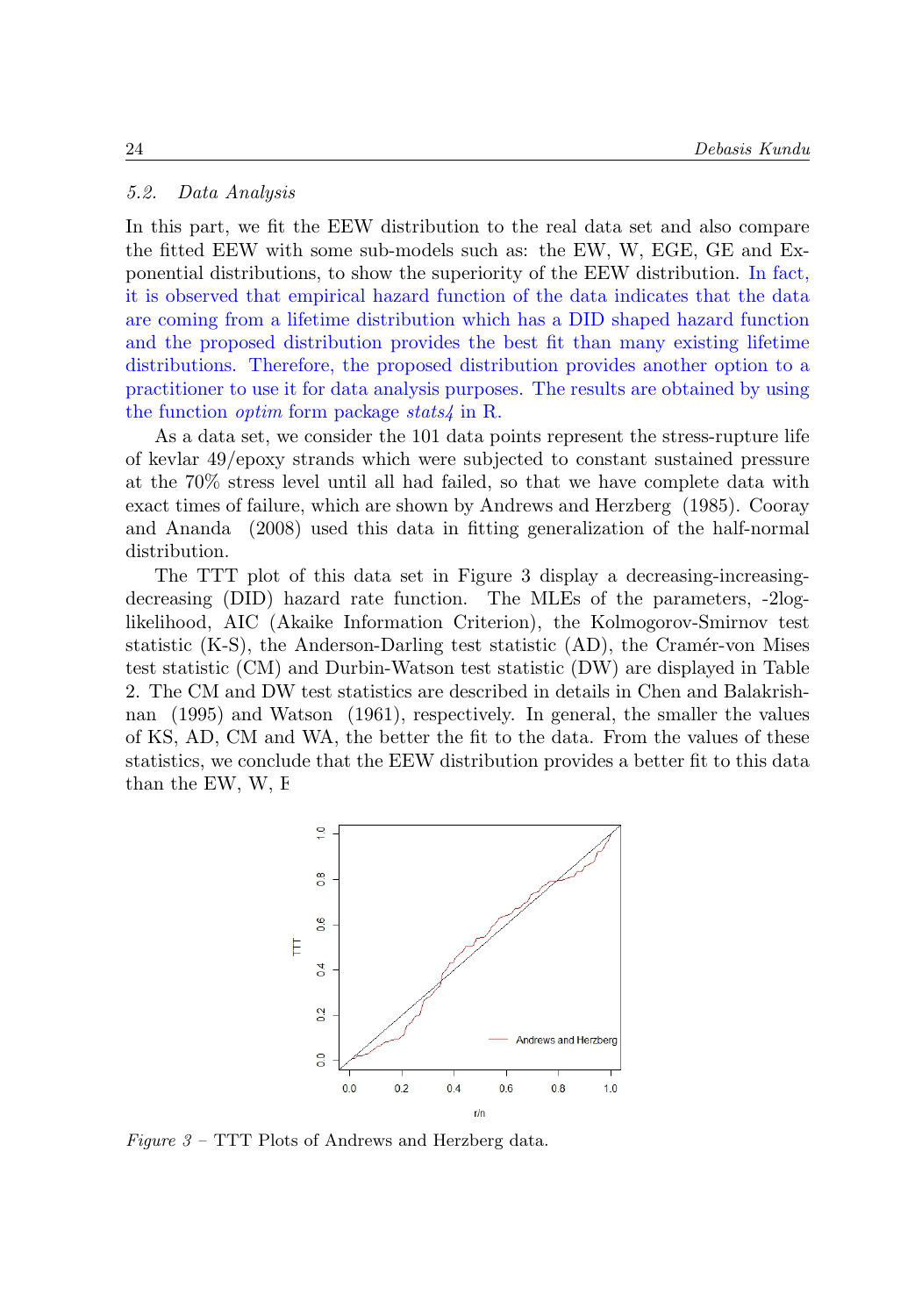### 5.2. *Data Analysis*

In this part, we fit the EEW distribution to the real data set and also compare the fitted EEW with some sub-models such as: the EW, W, EGE, GE and Exponential distributions, to show the superiority of the EEW distribution. In fact, it is observed that empirical hazard function of the data indicates that the data are coming from a lifetime distribution which has a DID shaped hazard function and the proposed distribution provides the best fit than many existing lifetime distributions. Therefore, the proposed distribution provides another option to a practitioner to use it for data analysis purposes. The results are obtained by using the function *optim* form package *stats4* in R.

As a data set, we consider the 101 data points represent the stress-rupture life of kevlar 49/epoxy strands which were subjected to constant sustained pressure at the 70% stress level until all had failed, so that we have complete data with exact times of failure, which are shown by Andrews and Herzberg (1985). Cooray and Ananda (2008) used this data in fitting generalization of the half-normal distribution.

The TTT plot of this data set in Figure 3 display a decreasing-increasing-decreasing (DID) hazard rate function. The MLEs of the parameters, -2log-likelihood, AIC (Akaike Information Criterion), the Kolmogorov-Smirnov test statistic (K-S), the Anderson-Darling test statistic (AD), the Cramér-von Mises test statistic (CM) and Durbin-Watson test statistic (DW) are displayed in Table 2. The CM and DW test statistics are described in details in Chen and Balakrishnan (1995) and Watson (1961), respectively. In general, the smaller the values of KS, AD, CM and WA, the better the fit to the data. From the values of these statistics, we conclude that the EEW distribution provides a better fit to this data than the EW, W, E

*Figure 3* – TTT Plots of Andrews and Herzberg data.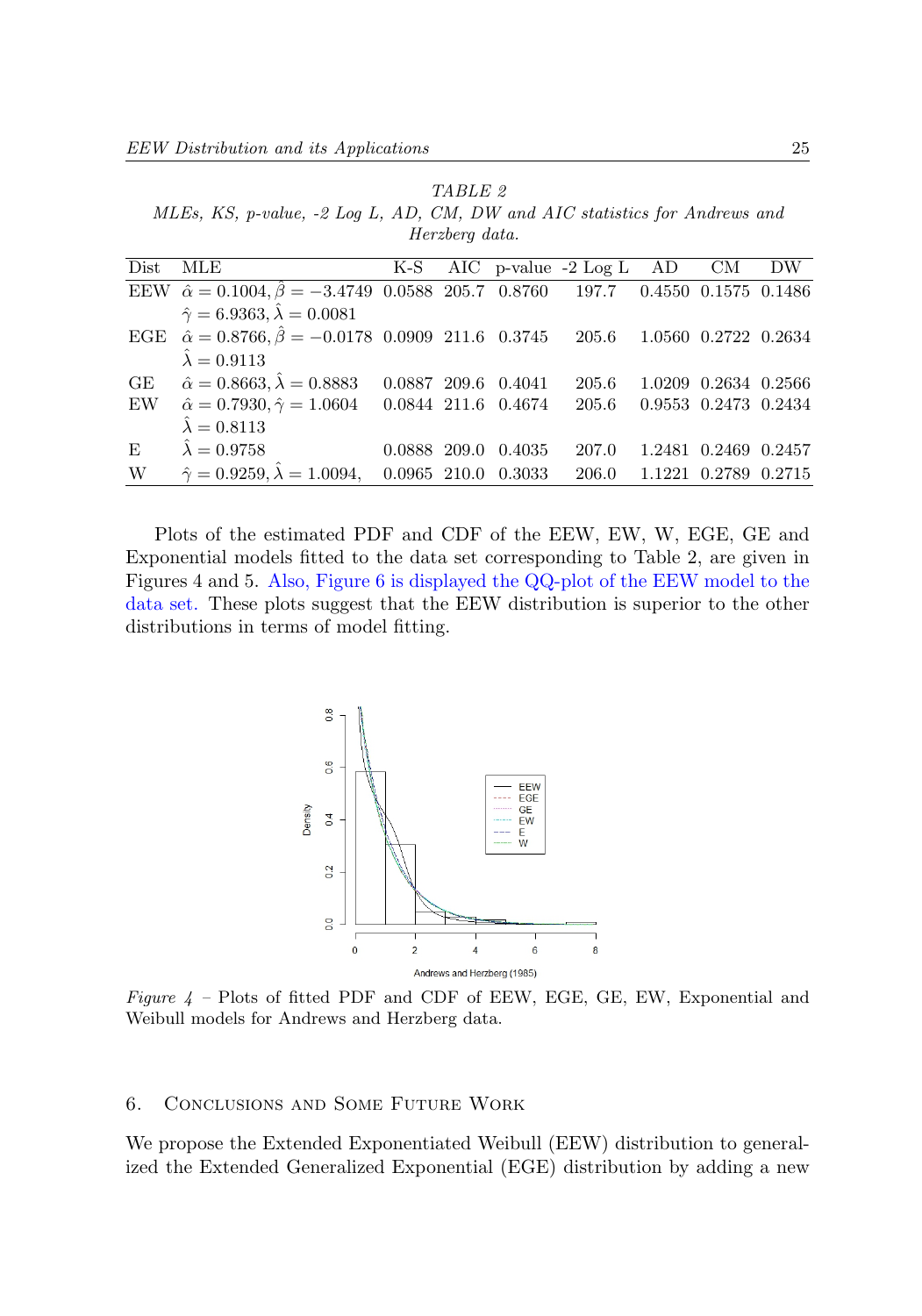TABLE 2

*MLEs, KS, p-value, -2 Log L, AD, CM, DW and AIC statistics for Andrews and Herzberg data.*

| Dist | MLE | K-S | AIC | p-value | -2 Log L | AD | CM | DW |
|---|---|---|---|---|---|---|---|---|
| EEW | $\hat{\alpha} = 0.1004, \hat{\beta} = -3.4749$ $\hat{\gamma} = 6.9363, \hat{\lambda} = 0.0081$ | 0.0588 | 205.7 | 0.8760 | 197.7 | 0.4550 | 0.1575 | 0.1486 |
| EGE | $\hat{\alpha} = 0.8766, \hat{\beta} = -0.0178$ $\hat{\lambda} = 0.9113$ | 0.0909 | 211.6 | 0.3745 | 205.6 | 1.0560 | 0.2722 | 0.2634 |
| GE | $\hat{\alpha} = 0.8663, \hat{\lambda} = 0.8883$ | 0.0887 | 209.6 | 0.4041 | 205.6 | 1.0209 | 0.2634 | 0.2566 |
| EW | $\hat{\alpha} = 0.7930, \hat{\gamma} = 1.0604$ $\hat{\lambda} = 0.8113$ | 0.0844 | 211.6 | 0.4674 | 205.6 | 0.9553 | 0.2473 | 0.2434 |
| E | $\hat{\lambda} = 0.9758$ | 0.0888 | 209.0 | 0.4035 | 207.0 | 1.2481 | 0.2469 | 0.2457 |
| W | $\hat{\gamma} = 0.9259, \hat{\lambda} = 1.0094,$ | 0.0965 | 210.0 | 0.3033 | 206.0 | 1.1221 | 0.2789 | 0.2715 |

Plots of the estimated PDF and CDF of the EEW, EW, W, EGE, GE and Exponential models fitted to the data set corresponding to Table 2, are given in Figures 4 and 5. Also, Figure 6 is displayed the QQ-plot of the EEW model to the data set. These plots suggest that the EEW distribution is superior to the other distributions in terms of model fitting.

*Figure 4* – Plots of fitted PDF and CDF of EEW, EGE, GE, EW, Exponential and Weibull models for Andrews and Herzberg data.

## 6. Conclusions and Some Future Work

We propose the Extended Exponentiated Weibull (EEW) distribution to generalized the Extended Generalized Exponential (EGE) distribution by adding a new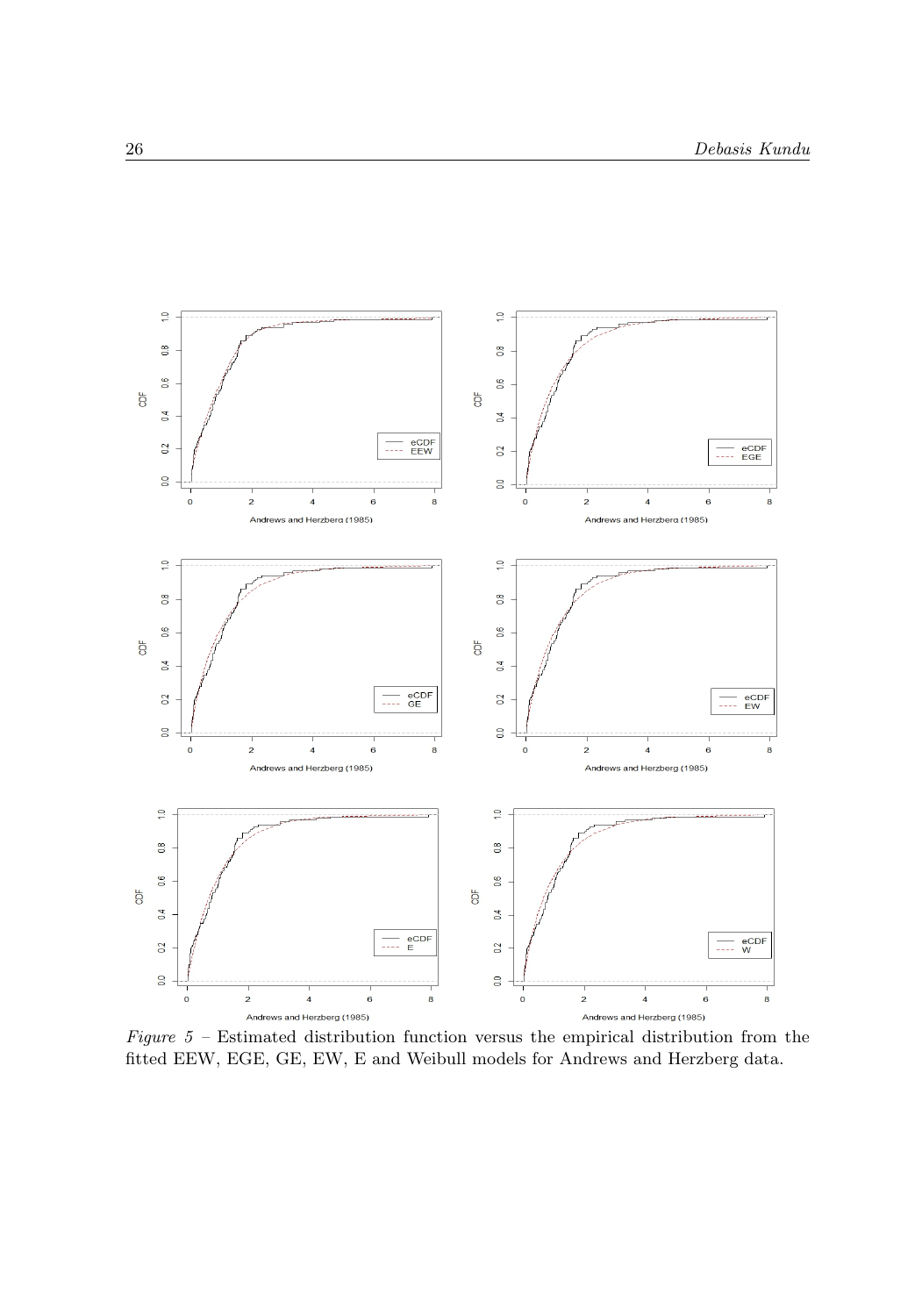*Figure 5* – Estimated distribution function versus the empirical distribution from the fitted EEW, EGE, GE, EW, E and Weibull models for Andrews and Herzberg data.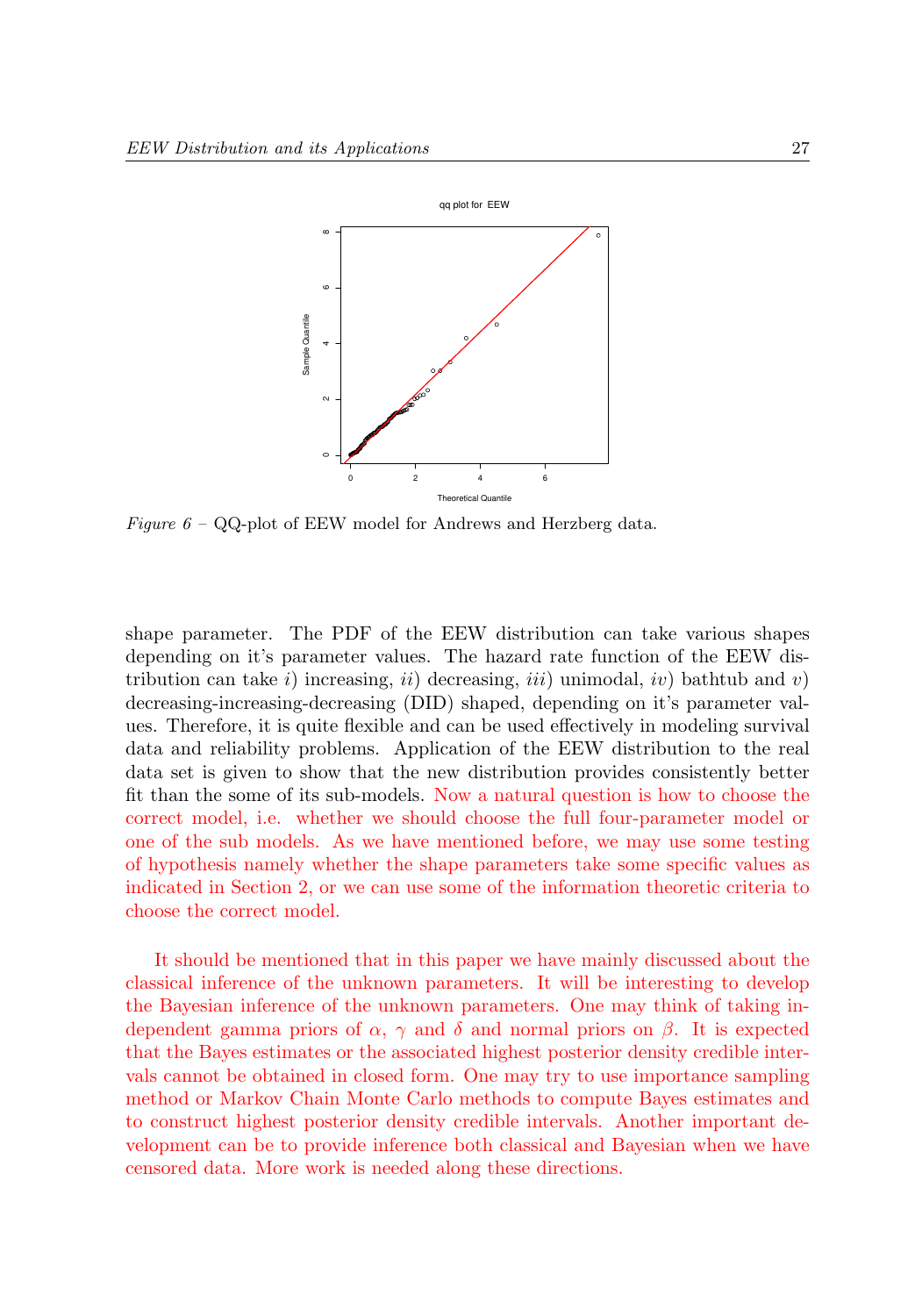*Figure 6* – QQ-plot of EEW model for Andrews and Herzberg data.

shape parameter. The PDF of the EEW distribution can take various shapes depending on it's parameter values. The hazard rate function of the EEW distribution can take $i$) increasing, $ii$) decreasing, $iii$) unimodal, $iv$) bathtub and $v$) decreasing-increasing-decreasing (DID) shaped, depending on it's parameter values. Therefore, it is quite flexible and can be used effectively in modeling survival data and reliability problems. Application of the EEW distribution to the real data set is given to show that the new distribution provides consistently better fit than the some of its sub-models. Now a natural question is how to choose the correct model, i.e. whether we should choose the full four-parameter model or one of the sub models. As we have mentioned before, we may use some testing of hypothesis namely whether the shape parameters take some specific values as indicated in Section 2, or we can use some of the information theoretic criteria to choose the correct model.

It should be mentioned that in this paper we have mainly discussed about the classical inference of the unknown parameters. It will be interesting to develop the Bayesian inference of the unknown parameters. One may think of taking independent gamma priors of $\alpha$, $\gamma$ and $\delta$ and normal priors on $\beta$. It is expected that the Bayes estimates or the associated highest posterior density credible intervals cannot be obtained in closed form. One may try to use importance sampling method or Markov Chain Monte Carlo methods to compute Bayes estimates and to construct highest posterior density credible intervals. Another important development can be to provide inference both classical and Bayesian when we have censored data. More work is needed along these directions.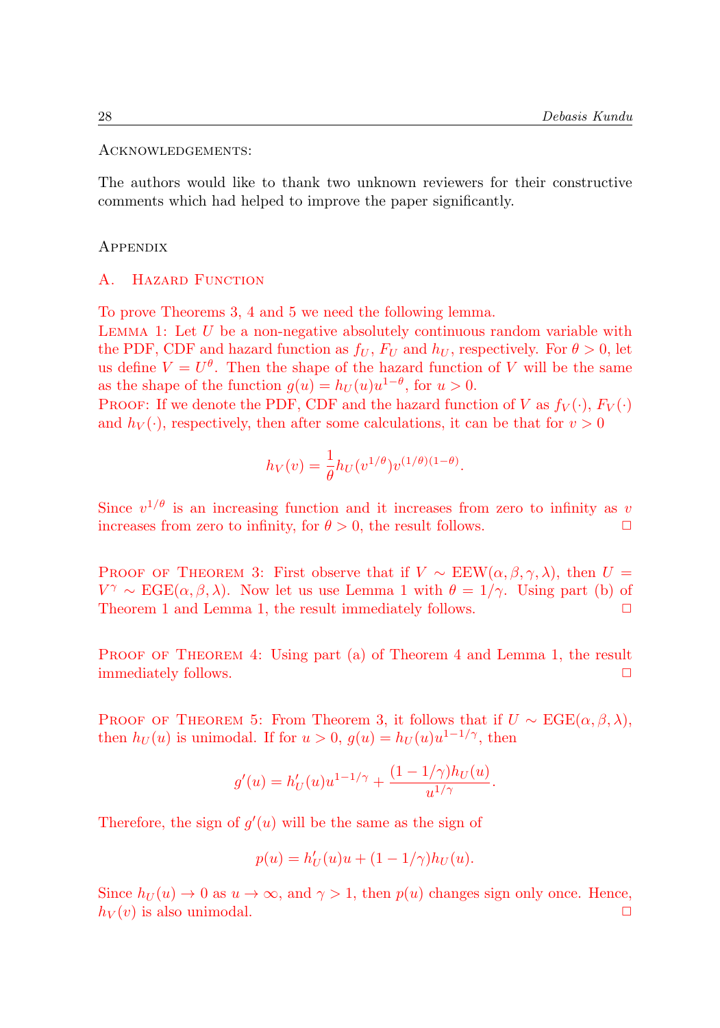Acknowledgements:

The authors would like to thank two unknown reviewers for their constructive comments which had helped to improve the paper significantly.

## Appendix

### A. Hazard Function

To prove Theorems 3, 4 and 5 we need the following lemma.

Lemma 1: Let $U$ be a non-negative absolutely continuous random variable with the PDF, CDF and hazard function as $f_U$, $F_U$ and $h_U$, respectively. For $\theta > 0$, let us define $V = U^\theta$. Then the shape of the hazard function of $V$ will be the same as the shape of the function $g(u) = h_U(u)u^{1-\theta}$, for $u > 0$.

Proof: If we denote the PDF, CDF and the hazard function of $V$ as $f_V(\cdot)$, $F_V(\cdot)$ and $h_V(\cdot)$, respectively, then after some calculations, it can be that for $v > 0$

$$h_V(v) = \frac{1}{\theta} h_U(v^{1/\theta}) v^{(1/\theta)(1-\theta)}.$$

Since $v^{1/\theta}$ is an increasing function and it increases from zero to infinity as $v$ increases from zero to infinity, for $\theta > 0$, the result follows. ☐

Proof of Theorem 3: First observe that if $V \sim \text{EEW}(\alpha, \beta, \gamma, \lambda)$, then $U = V^\gamma \sim \text{EGE}(\alpha, \beta, \lambda)$. Now let us use Lemma 1 with $\theta = 1/\gamma$. Using part (b) of Theorem 1 and Lemma 1, the result immediately follows. ☐

Proof of Theorem 4: Using part (a) of Theorem 4 and Lemma 1, the result immediately follows. ☐

Proof of Theorem 5: From Theorem 3, it follows that if $U \sim \text{EGE}(\alpha, \beta, \lambda)$, then $h_U(u)$ is unimodal. If for $u > 0$, $g(u) = h_U(u)u^{1-1/\gamma}$, then

$$g'(u) = h_U'(u)u^{1-1/\gamma} + \frac{(1-1/\gamma)h_U(u)}{u^{1/\gamma}}.$$

Therefore, the sign of $g'(u)$ will be the same as the sign of

$$p(u) = h_U'(u)u + (1-1/\gamma)h_U(u).$$

Since $h_U(u) \to 0$ as $u \to \infty$, and $\gamma > 1$, then $p(u)$ changes sign only once. Hence, $h_V(v)$ is also unimodal. ☐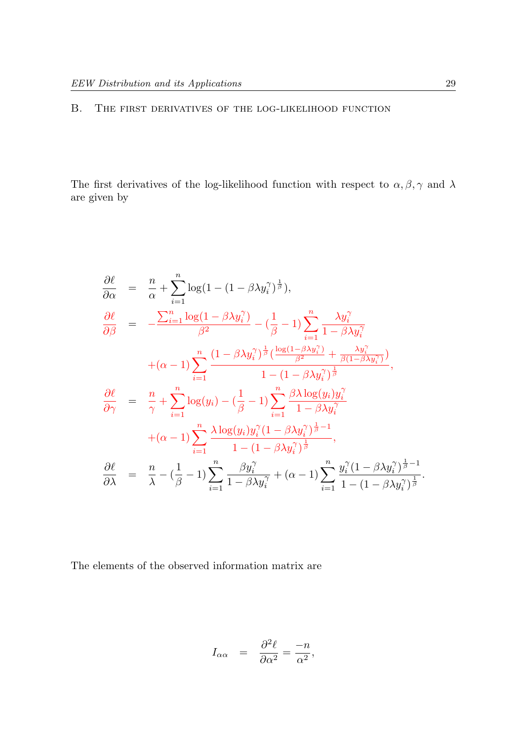## B. The first derivatives of the log-likelihood function

The first derivatives of the log-likelihood function with respect to $\alpha, \beta, \gamma$ and $\lambda$ are given by

$$
\begin{aligned}
\frac{\partial \ell}{\partial \alpha} &= \frac{n}{\alpha} + \sum_{i=1}^{n} \log(1 - (1 - \beta\lambda y_i^{\gamma})^{\frac{1}{\beta}}), \\
\frac{\partial \ell}{\partial \beta} &= -\frac{\sum_{i=1}^{n} \log(1 - \beta\lambda y_i^{\gamma})}{\beta^2} - (\frac{1}{\beta} - 1)\sum_{i=1}^{n} \frac{\lambda y_i^{\gamma}}{1 - \beta\lambda y_i^{\gamma}} \\
&\quad + (\alpha - 1)\sum_{i=1}^{n} \frac{(1 - \beta\lambda y_i^{\gamma})^{\frac{1}{\beta}} (\frac{\log(1 - \beta\lambda y_i^{\gamma})}{\beta^2} + \frac{\lambda y_i^{\gamma}}{\beta(1 - \beta\lambda y_i^{\gamma})})}{1 - (1 - \beta\lambda y_i^{\gamma})^{\frac{1}{\beta}}}, \\
\frac{\partial \ell}{\partial \gamma} &= \frac{n}{\gamma} + \sum_{i=1}^{n} \log(y_i) - (\frac{1}{\beta} - 1)\sum_{i=1}^{n} \frac{\beta\lambda \log(y_i) y_i^{\gamma}}{1 - \beta\lambda y_i^{\gamma}} \\
&\quad + (\alpha - 1)\sum_{i=1}^{n} \frac{\lambda \log(y_i) y_i^{\gamma} (1 - \beta\lambda y_i^{\gamma})^{\frac{1}{\beta} - 1}}{1 - (1 - \beta\lambda y_i^{\gamma})^{\frac{1}{\beta}}}, \\
\frac{\partial \ell}{\partial \lambda} &= \frac{n}{\lambda} - (\frac{1}{\beta} - 1)\sum_{i=1}^{n} \frac{\beta y_i^{\gamma}}{1 - \beta\lambda y_i^{\gamma}} + (\alpha - 1)\sum_{i=1}^{n} \frac{y_i^{\gamma} (1 - \beta\lambda y_i^{\gamma})^{\frac{1}{\beta} - 1}}{1 - (1 - \beta\lambda y_i^{\gamma})^{\frac{1}{\beta}}}.
\end{aligned}
$$

The elements of the observed information matrix are

$$
I_{\alpha\alpha} = \frac{\partial^2 \ell}{\partial \alpha^2} = \frac{-n}{\alpha^2},
$$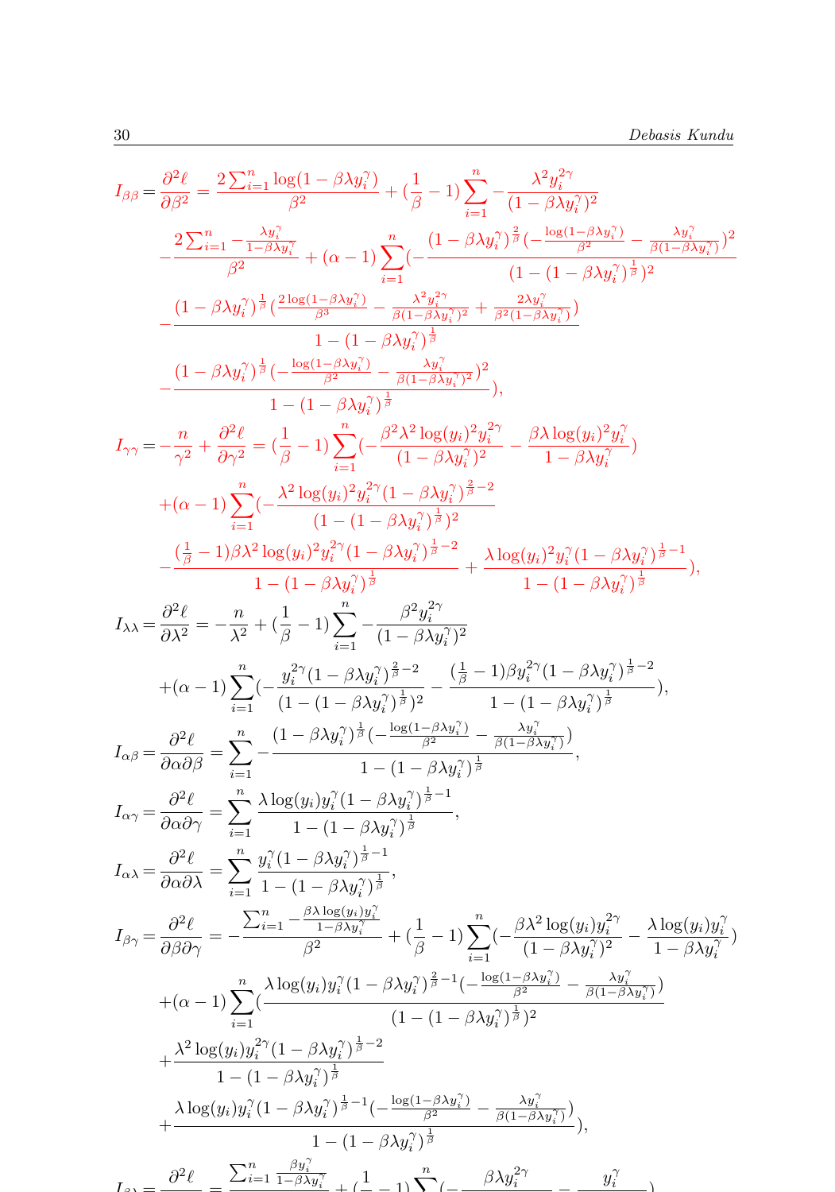$$
\begin{aligned}
I_{\beta\beta} = \frac{\partial^2 \ell}{\partial \beta^2} &= \frac{2\sum_{i=1}^n \log(1-\beta\lambda y_i^\gamma)}{\beta^2} + (\frac{1}{\beta}-1)\sum_{i=1}^n -\frac{\lambda^2 y_i^{2\gamma}}{(1-\beta\lambda y_i^\gamma)^2} \\
&- \frac{2\sum_{i=1}^n -\frac{\lambda y_i^\gamma}{1-\beta\lambda y_i^\gamma}}{\beta^2} + (\alpha-1)\sum_{i=1}^n (-\frac{(1-\beta\lambda y_i^\gamma)^{\frac{2}{\beta}}(-\frac{\log(1-\beta\lambda y_i^\gamma)}{\beta^2} - \frac{\lambda y_i^\gamma}{\beta(1-\beta\lambda y_i^\gamma)})^2}{(1-(1-\beta\lambda y_i^\gamma)^{\frac{1}{\beta}})^2} \\
&- \frac{(1-\beta\lambda y_i^\gamma)^{\frac{1}{\beta}}(\frac{2\log(1-\beta\lambda y_i^\gamma)}{\beta^3} - \frac{\lambda^2 y_i^{2\gamma}}{\beta(1-\beta\lambda y_i^\gamma)^2} + \frac{2\lambda y_i^\gamma}{\beta^2(1-\beta\lambda y_i^\gamma)})}{1-(1-\beta\lambda y_i^\gamma)^{\frac{1}{\beta}}} \\
&- \frac{(1-\beta\lambda y_i^\gamma)^{\frac{1}{\beta}}(-\frac{\log(1-\beta\lambda y_i^\gamma)}{\beta^2} - \frac{\lambda y_i^\gamma}{\beta(1-\beta\lambda y_i^\gamma)^2})^2}{1-(1-\beta\lambda y_i^\gamma)^{\frac{1}{\beta}}}),
\end{aligned}
$$

$$
\begin{aligned}
I_{\gamma\gamma} = -\frac{n}{\gamma^2} + \frac{\partial^2 \ell}{\partial \gamma^2} &= (\frac{1}{\beta}-1)\sum_{i=1}^n (-\frac{\beta^2\lambda^2\log(y_i)^2 y_i^{2\gamma}}{(1-\beta\lambda y_i^\gamma)^2} - \frac{\beta\lambda\log(y_i)^2 y_i^\gamma}{1-\beta\lambda y_i^\gamma}) \\
&+ (\alpha-1)\sum_{i=1}^n (-\frac{\lambda^2\log(y_i)^2 y_i^{2\gamma}(1-\beta\lambda y_i^\gamma)^{\frac{2}{\beta}-2}}{(1-(1-\beta\lambda y_i^\gamma)^{\frac{1}{\beta}})^2} \\
&- \frac{(\frac{1}{\beta}-1)\beta\lambda^2\log(y_i)^2 y_i^{2\gamma}(1-\beta\lambda y_i^\gamma)^{\frac{1}{\beta}-2}}{1-(1-\beta\lambda y_i^\gamma)^{\frac{1}{\beta}}} + \frac{\lambda\log(y_i)^2 y_i^\gamma(1-\beta\lambda y_i^\gamma)^{\frac{1}{\beta}-1}}{1-(1-\beta\lambda y_i^\gamma)^{\frac{1}{\beta}}}),
\end{aligned}
$$

$$
\begin{aligned}
I_{\lambda\lambda} = \frac{\partial^2 \ell}{\partial \lambda^2} &= -\frac{n}{\lambda^2} + (\frac{1}{\beta}-1)\sum_{i=1}^n -\frac{\beta^2 y_i^{2\gamma}}{(1-\beta\lambda y_i^\gamma)^2} \\
&+ (\alpha-1)\sum_{i=1}^n (-\frac{y_i^{2\gamma}(1-\beta\lambda y_i^\gamma)^{\frac{2}{\beta}-2}}{(1-(1-\beta\lambda y_i^\gamma)^{\frac{1}{\beta}})^2} - \frac{(\frac{1}{\beta}-1)\beta y_i^{2\gamma}(1-\beta\lambda y_i^\gamma)^{\frac{1}{\beta}-2}}{1-(1-\beta\lambda y_i^\gamma)^{\frac{1}{\beta}}}),
\end{aligned}
$$

$$
I_{\alpha\beta} = \frac{\partial^2 \ell}{\partial \alpha \partial \beta} = \sum_{i=1}^n -\frac{(1-\beta\lambda y_i^\gamma)^{\frac{1}{\beta}}(-\frac{\log(1-\beta\lambda y_i^\gamma)}{\beta^2} - \frac{\lambda y_i^\gamma}{\beta(1-\beta\lambda y_i^\gamma)})}{1-(1-\beta\lambda y_i^\gamma)^{\frac{1}{\beta}}},
$$

$$
I_{\alpha\gamma} = \frac{\partial^2 \ell}{\partial \alpha \partial \gamma} = \sum_{i=1}^n \frac{\lambda\log(y_i) y_i^\gamma(1-\beta\lambda y_i^\gamma)^{\frac{1}{\beta}-1}}{1-(1-\beta\lambda y_i^\gamma)^{\frac{1}{\beta}}},
$$

$$
I_{\alpha\lambda} = \frac{\partial^2 \ell}{\partial \alpha \partial \lambda} = \sum_{i=1}^n \frac{y_i^\gamma(1-\beta\lambda y_i^\gamma)^{\frac{1}{\beta}-1}}{1-(1-\beta\lambda y_i^\gamma)^{\frac{1}{\beta}}},
$$

$$
\begin{aligned}
I_{\beta\gamma} = \frac{\partial^2 \ell}{\partial \beta \partial \gamma} &= -\frac{\sum_{i=1}^n -\frac{\beta\lambda\log(y_i) y_i^\gamma}{1-\beta\lambda y_i^\gamma}}{\beta^2} + (\frac{1}{\beta}-1)\sum_{i=1}^n (-\frac{\beta\lambda^2\log(y_i) y_i^{2\gamma}}{(1-\beta\lambda y_i^\gamma)^2} - \frac{\lambda\log(y_i) y_i^\gamma}{1-\beta\lambda y_i^\gamma}) \\
&+ (\alpha-1)\sum_{i=1}^n (\frac{\lambda\log(y_i) y_i^\gamma(1-\beta\lambda y_i^\gamma)^{\frac{2}{\beta}-1}(-\frac{\log(1-\beta\lambda y_i^\gamma)}{\beta^2} - \frac{\lambda y_i^\gamma}{\beta(1-\beta\lambda y_i^\gamma)})}{(1-(1-\beta\lambda y_i^\gamma)^{\frac{1}{\beta}})^2} \\
&+ \frac{\lambda^2\log(y_i) y_i^{2\gamma}(1-\beta\lambda y_i^\gamma)^{\frac{1}{\beta}-2}}{1-(1-\beta\lambda y_i^\gamma)^{\frac{1}{\beta}}} \\
&+ \frac{\lambda\log(y_i) y_i^\gamma(1-\beta\lambda y_i^\gamma)^{\frac{1}{\beta}-1}(-\frac{\log(1-\beta\lambda y_i^\gamma)}{\beta^2} - \frac{\lambda y_i^\gamma}{\beta(1-\beta\lambda y_i^\gamma)})}{1-(1-\beta\lambda y_i^\gamma)^{\frac{1}{\beta}}}),
\end{aligned}
$$

$$
I_{\beta\lambda} = \frac{\partial^2 \ell}{\ldots} = \frac{\sum_{i=1}^n \frac{\beta y_i^\gamma}{1-\beta\lambda y_i^\gamma}}{\ldots} + (\frac{1}{\beta}-1)\sum_{i=1}^n (-\frac{\beta\lambda y_i^{2\gamma}}{\ldots} - \frac{y_i^\gamma}{\ldots})
$$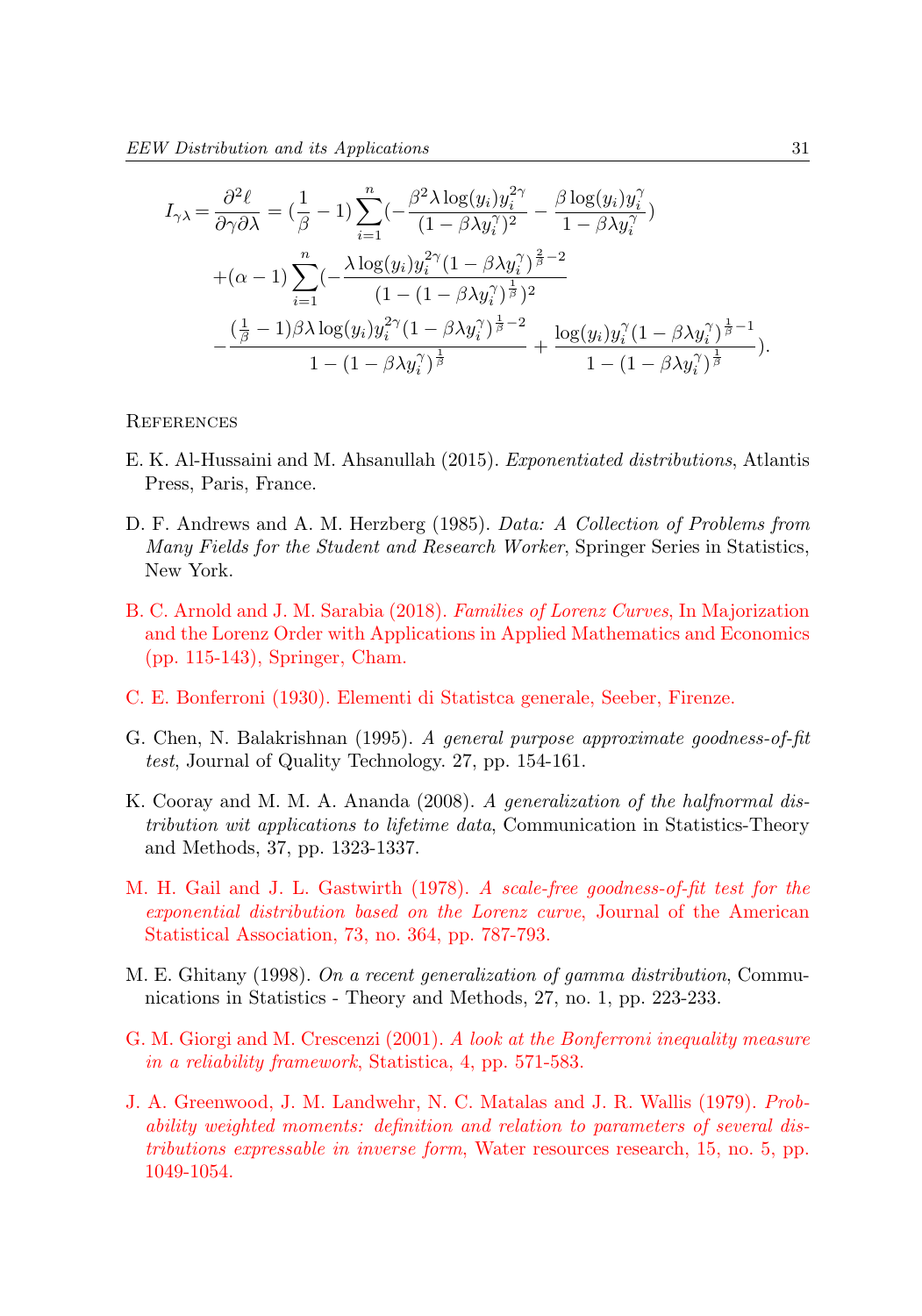$$
\begin{aligned}
I_{\gamma\lambda} = \frac{\partial^2 \ell}{\partial\gamma\partial\lambda} &= (\frac{1}{\beta}-1)\sum_{i=1}^{n}(-\frac{\beta^2\lambda\log(y_i)y_i^{2\gamma}}{(1-\beta\lambda y_i^{\gamma})^2} - \frac{\beta\log(y_i)y_i^{\gamma}}{1-\beta\lambda y_i^{\gamma}}) \\
&+(\alpha-1)\sum_{i=1}^{n}(-\frac{\lambda\log(y_i)y_i^{2\gamma}(1-\beta\lambda y_i^{\gamma})^{\frac{2}{\beta}-2}}{(1-(1-\beta\lambda y_i^{\gamma})^{\frac{1}{\beta}})^2} \\
&-\frac{(\frac{1}{\beta}-1)\beta\lambda\log(y_i)y_i^{2\gamma}(1-\beta\lambda y_i^{\gamma})^{\frac{1}{\beta}-2}}{1-(1-\beta\lambda y_i^{\gamma})^{\frac{1}{\beta}}} + \frac{\log(y_i)y_i^{\gamma}(1-\beta\lambda y_i^{\gamma})^{\frac{1}{\beta}-1}}{1-(1-\beta\lambda y_i^{\gamma})^{\frac{1}{\beta}}}).
\end{aligned}
$$

## References

E. K. Al-Hussaini and M. Ahsanullah (2015). *Exponentiated distributions*, Atlantis Press, Paris, France.

D. F. Andrews and A. M. Herzberg (1985). *Data: A Collection of Problems from Many Fields for the Student and Research Worker*, Springer Series in Statistics, New York.

B. C. Arnold and J. M. Sarabia (2018). *Families of Lorenz Curves*, In Majorization and the Lorenz Order with Applications in Applied Mathematics and Economics (pp. 115-143), Springer, Cham.

C. E. Bonferroni (1930). Elementi di Statistca generale, Seeber, Firenze.

G. Chen, N. Balakrishnan (1995). *A general purpose approximate goodness-of-fit test*, Journal of Quality Technology. 27, pp. 154-161.

K. Cooray and M. M. A. Ananda (2008). *A generalization of the halfnormal distribution wit applications to lifetime data*, Communication in Statistics-Theory and Methods, 37, pp. 1323-1337.

M. H. Gail and J. L. Gastwirth (1978). *A scale-free goodness-of-fit test for the exponential distribution based on the Lorenz curve*, Journal of the American Statistical Association, 73, no. 364, pp. 787-793.

M. E. Ghitany (1998). *On a recent generalization of gamma distribution*, Communications in Statistics - Theory and Methods, 27, no. 1, pp. 223-233.

G. M. Giorgi and M. Crescenzi (2001). *A look at the Bonferroni inequality measure in a reliability framework*, Statistica, 4, pp. 571-583.

J. A. Greenwood, J. M. Landwehr, N. C. Matalas and J. R. Wallis (1979). *Probability weighted moments: definition and relation to parameters of several distributions expressable in inverse form*, Water resources research, 15, no. 5, pp. 1049-1054.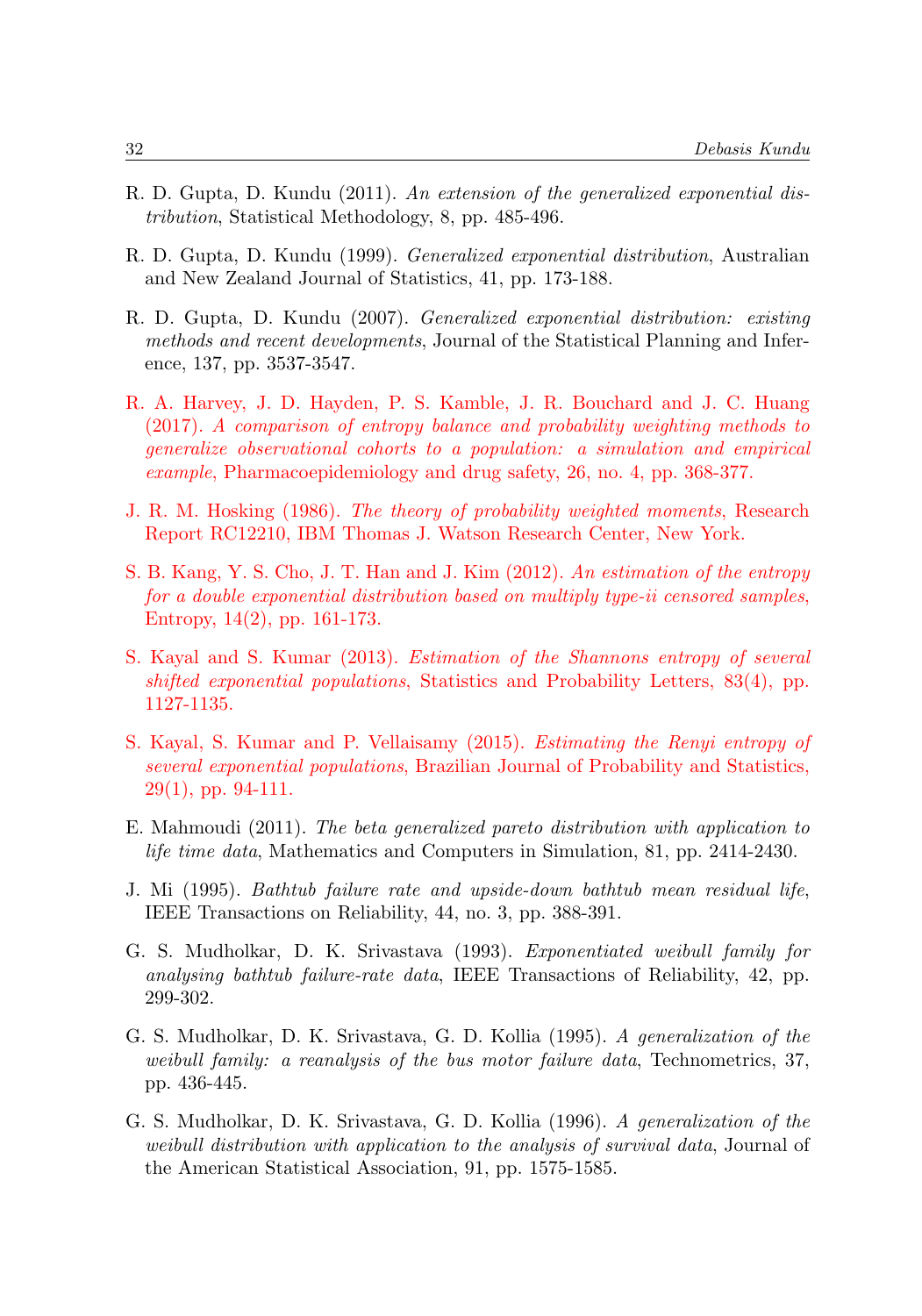R. D. Gupta, D. Kundu (2011). *An extension of the generalized exponential distribution*, Statistical Methodology, 8, pp. 485-496.

R. D. Gupta, D. Kundu (1999). *Generalized exponential distribution*, Australian and New Zealand Journal of Statistics, 41, pp. 173-188.

R. D. Gupta, D. Kundu (2007). *Generalized exponential distribution: existing methods and recent developments*, Journal of the Statistical Planning and Inference, 137, pp. 3537-3547.

R. A. Harvey, J. D. Hayden, P. S. Kamble, J. R. Bouchard and J. C. Huang (2017). *A comparison of entropy balance and probability weighting methods to generalize observational cohorts to a population: a simulation and empirical example*, Pharmacoepidemiology and drug safety, 26, no. 4, pp. 368-377.

J. R. M. Hosking (1986). *The theory of probability weighted moments*, Research Report RC12210, IBM Thomas J. Watson Research Center, New York.

S. B. Kang, Y. S. Cho, J. T. Han and J. Kim (2012). *An estimation of the entropy for a double exponential distribution based on multiply type-ii censored samples*, Entropy, 14(2), pp. 161-173.

S. Kayal and S. Kumar (2013). *Estimation of the Shannons entropy of several shifted exponential populations*, Statistics and Probability Letters, 83(4), pp. 1127-1135.

S. Kayal, S. Kumar and P. Vellaisamy (2015). *Estimating the Renyi entropy of several exponential populations*, Brazilian Journal of Probability and Statistics, 29(1), pp. 94-111.

E. Mahmoudi (2011). *The beta generalized pareto distribution with application to life time data*, Mathematics and Computers in Simulation, 81, pp. 2414-2430.

J. Mi (1995). *Bathtub failure rate and upside-down bathtub mean residual life*, IEEE Transactions on Reliability, 44, no. 3, pp. 388-391.

G. S. Mudholkar, D. K. Srivastava (1993). *Exponentiated weibull family for analysing bathtub failure-rate data*, IEEE Transactions of Reliability, 42, pp. 299-302.

G. S. Mudholkar, D. K. Srivastava, G. D. Kollia (1995). *A generalization of the weibull family: a reanalysis of the bus motor failure data*, Technometrics, 37, pp. 436-445.

G. S. Mudholkar, D. K. Srivastava, G. D. Kollia (1996). *A generalization of the weibull distribution with application to the analysis of survival data*, Journal of the American Statistical Association, 91, pp. 1575-1585.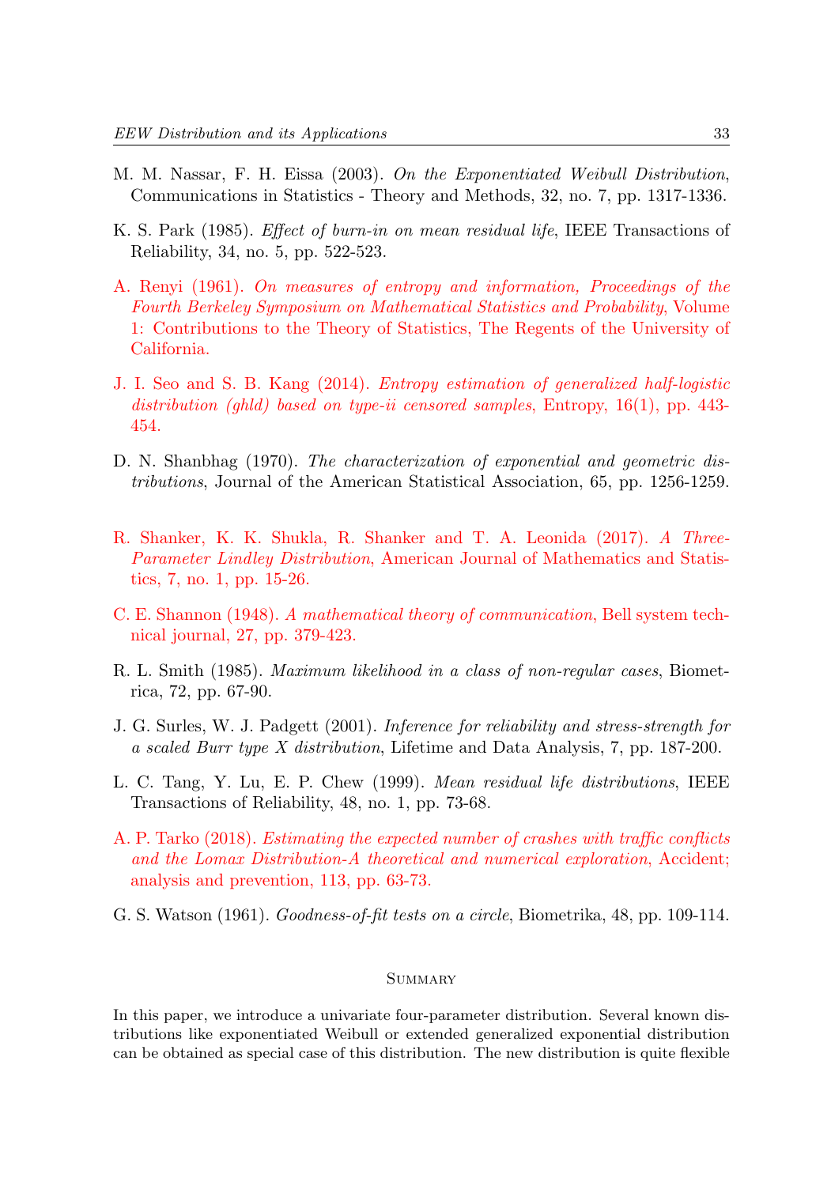M. M. Nassar, F. H. Eissa (2003). *On the Exponentiated Weibull Distribution*, Communications in Statistics - Theory and Methods, 32, no. 7, pp. 1317-1336.

K. S. Park (1985). *Effect of burn-in on mean residual life*, IEEE Transactions of Reliability, 34, no. 5, pp. 522-523.

A. Renyi (1961). *On measures of entropy and information, Proceedings of the Fourth Berkeley Symposium on Mathematical Statistics and Probability*, Volume 1: Contributions to the Theory of Statistics, The Regents of the University of California.

J. I. Seo and S. B. Kang (2014). *Entropy estimation of generalized half-logistic distribution (ghld) based on type-ii censored samples*, Entropy, 16(1), pp. 443-454.

D. N. Shanbhag (1970). *The characterization of exponential and geometric distributions*, Journal of the American Statistical Association, 65, pp. 1256-1259.

R. Shanker, K. K. Shukla, R. Shanker and T. A. Leonida (2017). *A Three-Parameter Lindley Distribution*, American Journal of Mathematics and Statistics, 7, no. 1, pp. 15-26.

C. E. Shannon (1948). *A mathematical theory of communication*, Bell system technical journal, 27, pp. 379-423.

R. L. Smith (1985). *Maximum likelihood in a class of non-regular cases*, Biometrica, 72, pp. 67-90.

J. G. Surles, W. J. Padgett (2001). *Inference for reliability and stress-strength for a scaled Burr type X distribution*, Lifetime and Data Analysis, 7, pp. 187-200.

L. C. Tang, Y. Lu, E. P. Chew (1999). *Mean residual life distributions*, IEEE Transactions of Reliability, 48, no. 1, pp. 73-68.

A. P. Tarko (2018). *Estimating the expected number of crashes with traffic conflicts and the Lomax Distribution-A theoretical and numerical exploration*, Accident; analysis and prevention, 113, pp. 63-73.

G. S. Watson (1961). *Goodness-of-fit tests on a circle*, Biometrika, 48, pp. 109-114.

## Summary

In this paper, we introduce a univariate four-parameter distribution. Several known distributions like exponentiated Weibull or extended generalized exponential distribution can be obtained as special case of this distribution. The new distribution is quite flexible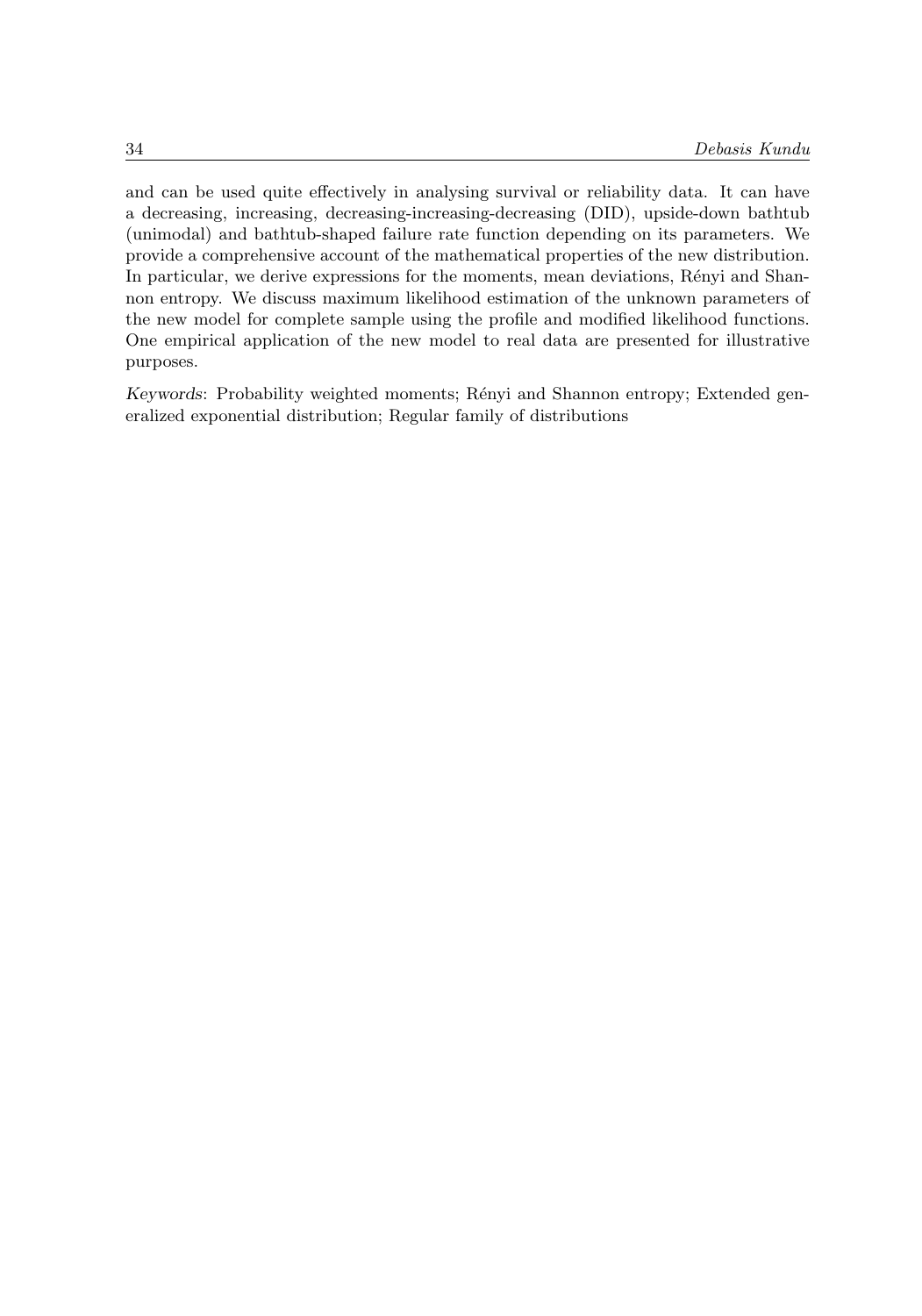and can be used quite effectively in analysing survival or reliability data. It can have a decreasing, increasing, decreasing-increasing-decreasing (DID), upside-down bathtub (unimodal) and bathtub-shaped failure rate function depending on its parameters. We provide a comprehensive account of the mathematical properties of the new distribution. In particular, we derive expressions for the moments, mean deviations, Rényi and Shannon entropy. We discuss maximum likelihood estimation of the unknown parameters of the new model for complete sample using the profile and modified likelihood functions. One empirical application of the new model to real data are presented for illustrative purposes.

*Keywords*: Probability weighted moments; Rényi and Shannon entropy; Extended generalized exponential distribution; Regular family of distributions